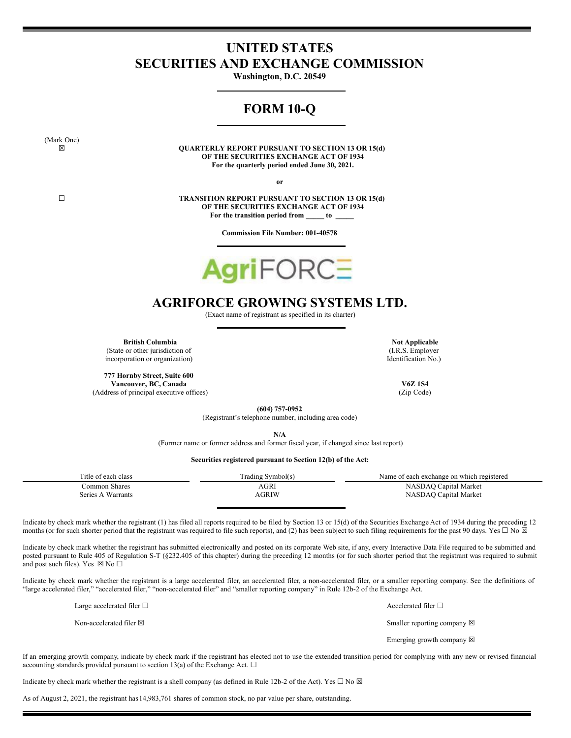# UNITED STATES
# SECURITIES AND EXCHANGE COMMISSION

**Washington, D.C. 20549**

## FORM 10-Q

(Mark One)

☒ **QUARTERLY REPORT PURSUANT TO SECTION 13 OR 15(d) OF THE SECURITIES EXCHANGE ACT OF 1934**
**For the quarterly period ended June 30, 2021.**

**or**

☐ **TRANSITION REPORT PURSUANT TO SECTION 13 OR 15(d) OF THE SECURITIES EXCHANGE ACT OF 1934**
**For the transition period from _____ to _____**

**Commission File Number: 001-40578**

AgriFORCE

## AGRIFORCE GROWING SYSTEMS LTD.

(Exact name of registrant as specified in its charter)

| **British Columbia** | **Not Applicable** |
|---|---|
| (State or other jurisdiction of incorporation or organization) | (I.R.S. Employer Identification No.) |
| **777 Hornby Street, Suite 600** **Vancouver, BC, Canada** | **V6Z 1S4** |
| (Address of principal executive offices) | (Zip Code) |

**(604) 757-0952**
(Registrant's telephone number, including area code)

**N/A**
(Former name or former address and former fiscal year, if changed since last report)

**Securities registered pursuant to Section 12(b) of the Act:**

| Title of each class | Trading Symbol(s) | Name of each exchange on which registered |
|---|---|---|
| Common Shares | AGRI | NASDAQ Capital Market |
| Series A Warrants | AGRIW | NASDAQ Capital Market |

Indicate by check mark whether the registrant (1) has filed all reports required to be filed by Section 13 or 15(d) of the Securities Exchange Act of 1934 during the preceding 12 months (or for such shorter period that the registrant was required to file such reports), and (2) has been subject to such filing requirements for the past 90 days. Yes ☐ No ☒

Indicate by check mark whether the registrant has submitted electronically and posted on its corporate Web site, if any, every Interactive Data File required to be submitted and posted pursuant to Rule 405 of Regulation S-T (§232.405 of this chapter) during the preceding 12 months (or for such shorter period that the registrant was required to submit and post such files). Yes ☒ No ☐

Indicate by check mark whether the registrant is a large accelerated filer, an accelerated filer, a non-accelerated filer, or a smaller reporting company. See the definitions of "large accelerated filer," "accelerated filer," "non-accelerated filer" and "smaller reporting company" in Rule 12b-2 of the Exchange Act.

| | |
|---|---|
| Large accelerated filer ☐ | Accelerated filer ☐ |
| Non-accelerated filer ☒ | Smaller reporting company ☒ |
| | Emerging growth company ☒ |

If an emerging growth company, indicate by check mark if the registrant has elected not to use the extended transition period for complying with any new or revised financial accounting standards provided pursuant to section 13(a) of the Exchange Act. ☐

Indicate by check mark whether the registrant is a shell company (as defined in Rule 12b-2 of the Act). Yes ☐ No ☒

As of August 2, 2021, the registrant has 14,983,761 shares of common stock, no par value per share, outstanding.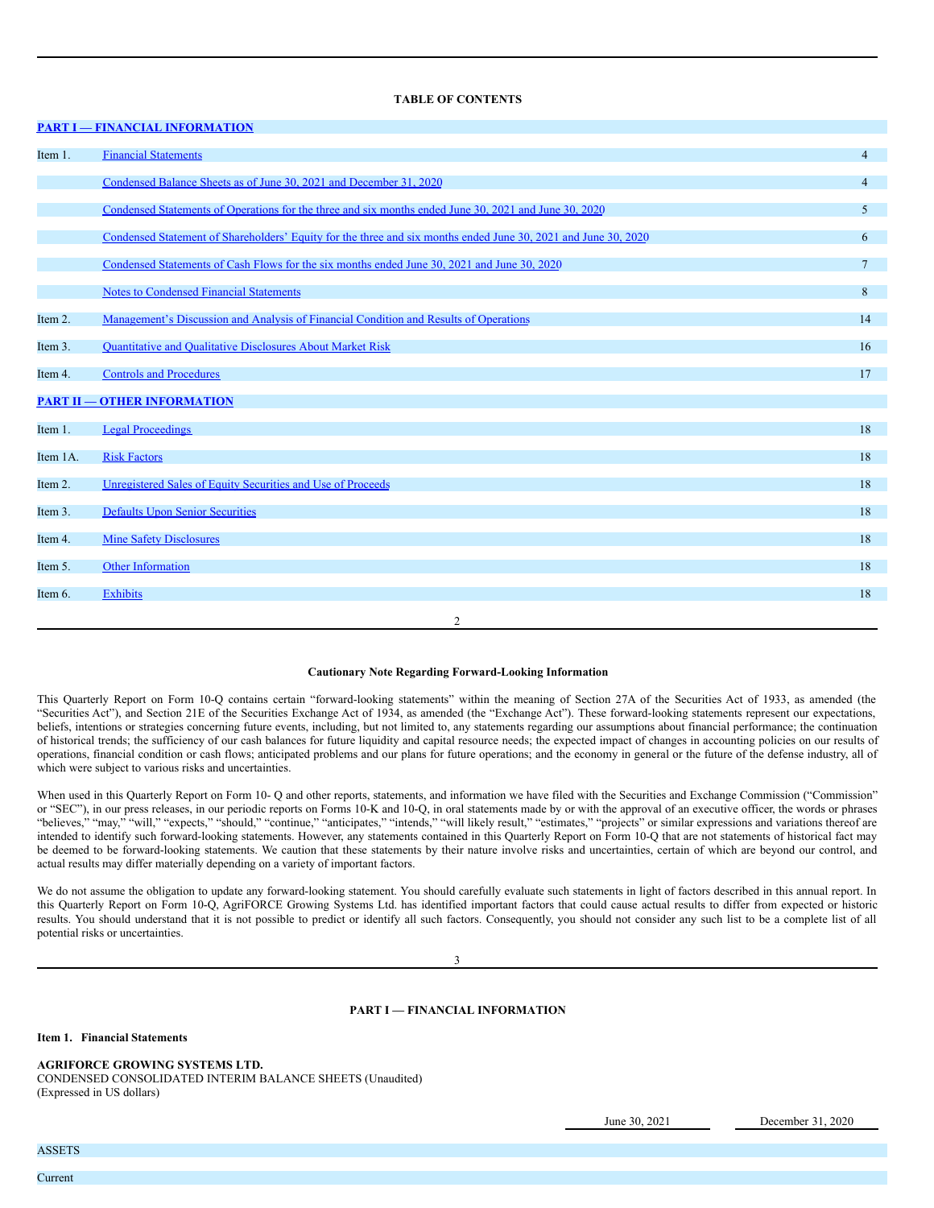**TABLE OF CONTENTS**

| | | |
|---|---|---|
| **PART I — FINANCIAL INFORMATION** | | |
| Item 1. | Financial Statements | 4 |
| | Condensed Balance Sheets as of June 30, 2021 and December 31, 2020 | 4 |
| | Condensed Statements of Operations for the three and six months ended June 30, 2021 and June 30, 2020 | 5 |
| | Condensed Statement of Shareholders' Equity for the three and six months ended June 30, 2021 and June 30, 2020 | 6 |
| | Condensed Statements of Cash Flows for the six months ended June 30, 2021 and June 30, 2020 | 7 |
| | Notes to Condensed Financial Statements | 8 |
| Item 2. | Management's Discussion and Analysis of Financial Condition and Results of Operations | 14 |
| Item 3. | Quantitative and Qualitative Disclosures About Market Risk | 16 |
| Item 4. | Controls and Procedures | 17 |
| **PART II — OTHER INFORMATION** | | |
| Item 1. | Legal Proceedings | 18 |
| Item 1A. | Risk Factors | 18 |
| Item 2. | Unregistered Sales of Equity Securities and Use of Proceeds | 18 |
| Item 3. | Defaults Upon Senior Securities | 18 |
| Item 4. | Mine Safety Disclosures | 18 |
| Item 5. | Other Information | 18 |
| Item 6. | Exhibits | 18 |

**Cautionary Note Regarding Forward-Looking Information**

This Quarterly Report on Form 10-Q contains certain "forward-looking statements" within the meaning of Section 27A of the Securities Act of 1933, as amended (the "Securities Act"), and Section 21E of the Securities Exchange Act of 1934, as amended (the "Exchange Act"). These forward-looking statements represent our expectations, beliefs, intentions or strategies concerning future events, including, but not limited to, any statements regarding our assumptions about financial performance; the continuation of historical trends; the sufficiency of our cash balances for future liquidity and capital resource needs; the expected impact of changes in accounting policies on our results of operations, financial condition or cash flows; anticipated problems and our plans for future operations; and the economy in general or the future of the defense industry, all of which were subject to various risks and uncertainties.

When used in this Quarterly Report on Form 10- Q and other reports, statements, and information we have filed with the Securities and Exchange Commission ("Commission" or "SEC"), in our press releases, in our periodic reports on Forms 10-K and 10-Q, in oral statements made by or with the approval of an executive officer, the words or phrases "believes," "may," "will," "expects," "should," "continue," "anticipates," "intends," "will likely result," "estimates," "projects" or similar expressions and variations thereof are intended to identify such forward-looking statements. However, any statements contained in this Quarterly Report on Form 10-Q that are not statements of historical fact may be deemed to be forward-looking statements. We caution that these statements by their nature involve risks and uncertainties, certain of which are beyond our control, and actual results may differ materially depending on a variety of important factors.

We do not assume the obligation to update any forward-looking statement. You should carefully evaluate such statements in light of factors described in this annual report. In this Quarterly Report on Form 10-Q, AgriFORCE Growing Systems Ltd. has identified important factors that could cause actual results to differ from expected or historic results. You should understand that it is not possible to predict or identify all such factors. Consequently, you should not consider any such list to be a complete list of all potential risks or uncertainties.

**PART I — FINANCIAL INFORMATION**

**Item 1. Financial Statements**

**AGRIFORCE GROWING SYSTEMS LTD.**
CONDENSED CONSOLIDATED INTERIM BALANCE SHEETS (Unaudited)
(Expressed in US dollars)

| | June 30, 2021 | December 31, 2020 |
|---|---|---|
| ASSETS | | |
| Current | | |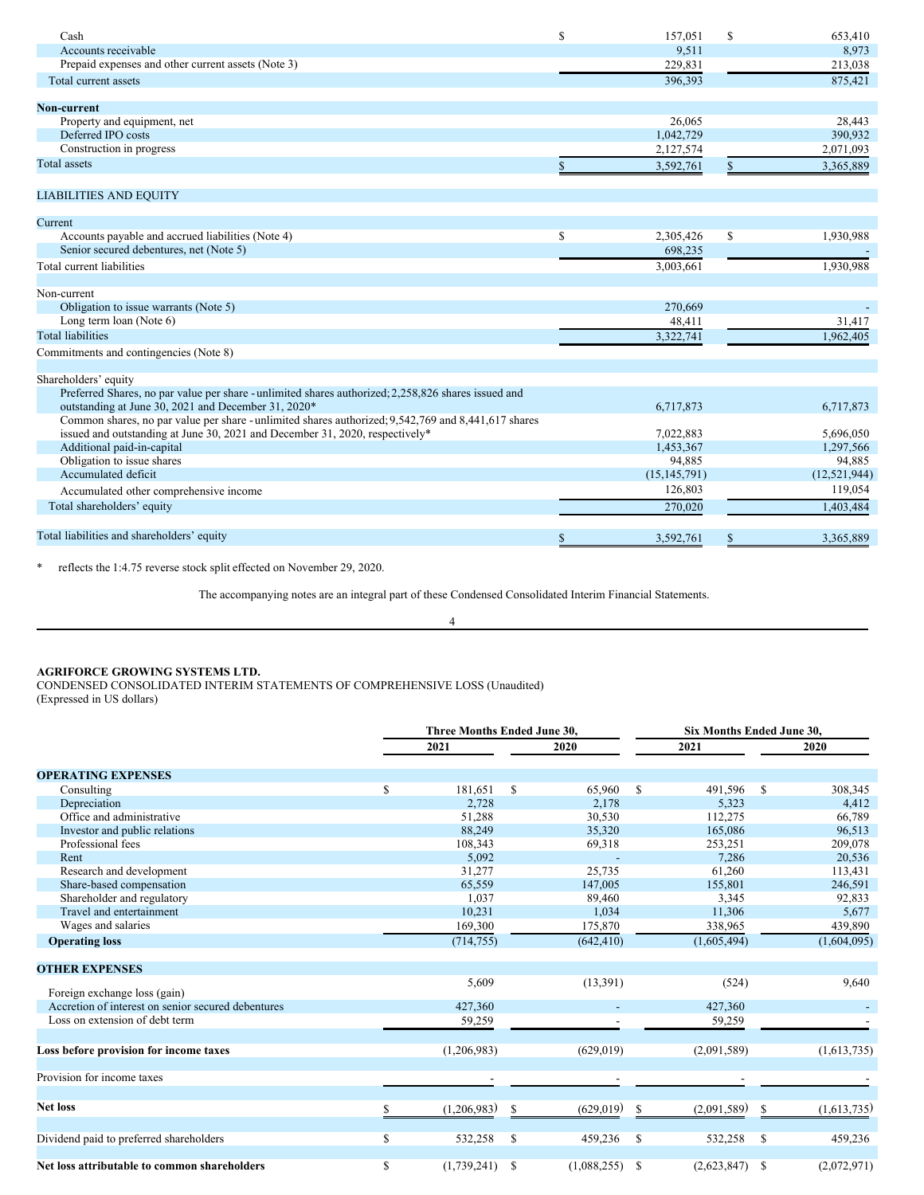| | June 30, 2021 | December 31, 2020 |
|---|---|---|
| Cash | $ 157,051 | $ 653,410 |
| Accounts receivable | 9,511 | 8,973 |
| Prepaid expenses and other current assets (Note 3) | 229,831 | 213,038 |
| Total current assets | 396,393 | 875,421 |
| **Non-current** | | |
| Property and equipment, net | 26,065 | 28,443 |
| Deferred IPO costs | 1,042,729 | 390,932 |
| Construction in progress | 2,127,574 | 2,071,093 |
| Total assets | $ 3,592,761 | $ 3,365,889 |
| LIABILITIES AND EQUITY | | |
| Current | | |
| Accounts payable and accrued liabilities (Note 4) | $ 2,305,426 | $ 1,930,988 |
| Senior secured debentures, net (Note 5) | 698,235 | - |
| Total current liabilities | 3,003,661 | 1,930,988 |
| Non-current | | |
| Obligation to issue warrants (Note 5) | 270,669 | - |
| Long term loan (Note 6) | 48,411 | 31,417 |
| Total liabilities | 3,322,741 | 1,962,405 |
| Commitments and contingencies (Note 8) | | |
| Shareholders' equity | | |
| Preferred Shares, no par value per share - unlimited shares authorized; 2,258,826 shares issued and outstanding at June 30, 2021 and December 31, 2020* | 6,717,873 | 6,717,873 |
| Common shares, no par value per share - unlimited shares authorized; 9,542,769 and 8,441,617 shares issued and outstanding at June 30, 2021 and December 31, 2020, respectively* | 7,022,883 | 5,696,050 |
| Additional paid-in-capital | 1,453,367 | 1,297,566 |
| Obligation to issue shares | 94,885 | 94,885 |
| Accumulated deficit | (15,145,791) | (12,521,944) |
| Accumulated other comprehensive income | 126,803 | 119,054 |
| Total shareholders' equity | 270,020 | 1,403,484 |
| Total liabilities and shareholders' equity | $ 3,592,761 | $ 3,365,889 |

\* reflects the 1:4.75 reverse stock split effected on November 29, 2020.

The accompanying notes are an integral part of these Condensed Consolidated Interim Financial Statements.

**AGRIFORCE GROWING SYSTEMS LTD.**

CONDENSED CONSOLIDATED INTERIM STATEMENTS OF COMPREHENSIVE LOSS (Unaudited)

(Expressed in US dollars)

| | Three Months Ended June 30, | | Six Months Ended June 30, | |
|---|---|---|---|---|
| | 2021 | 2020 | 2021 | 2020 |
| **OPERATING EXPENSES** | | | | |
| Consulting | $ 181,651 | $ 65,960 | $ 491,596 | $ 308,345 |
| Depreciation | 2,728 | 2,178 | 5,323 | 4,412 |
| Office and administrative | 51,288 | 30,530 | 112,275 | 66,789 |
| Investor and public relations | 88,249 | 35,320 | 165,086 | 96,513 |
| Professional fees | 108,343 | 69,318 | 253,251 | 209,078 |
| Rent | 5,092 | - | 7,286 | 20,536 |
| Research and development | 31,277 | 25,735 | 61,260 | 113,431 |
| Share-based compensation | 65,559 | 147,005 | 155,801 | 246,591 |
| Shareholder and regulatory | 1,037 | 89,460 | 3,345 | 92,833 |
| Travel and entertainment | 10,231 | 1,034 | 11,306 | 5,677 |
| Wages and salaries | 169,300 | 175,870 | 338,965 | 439,890 |
| **Operating loss** | (714,755) | (642,410) | (1,605,494) | (1,604,095) |
| **OTHER EXPENSES** | | | | |
| Foreign exchange loss (gain) | 5,609 | (13,391) | (524) | 9,640 |
| Accretion of interest on senior secured debentures | 427,360 | - | 427,360 | - |
| Loss on extension of debt term | 59,259 | - | 59,259 | - |
| **Loss before provision for income taxes** | (1,206,983) | (629,019) | (2,091,589) | (1,613,735) |
| Provision for income taxes | - | - | - | - |
| **Net loss** | $ (1,206,983) | $ (629,019) | $ (2,091,589) | $ (1,613,735) |
| Dividend paid to preferred shareholders | $ 532,258 | $ 459,236 | $ 532,258 | $ 459,236 |
| **Net loss attributable to common shareholders** | $ (1,739,241) | $ (1,088,255) | $ (2,623,847) | $ (2,072,971) |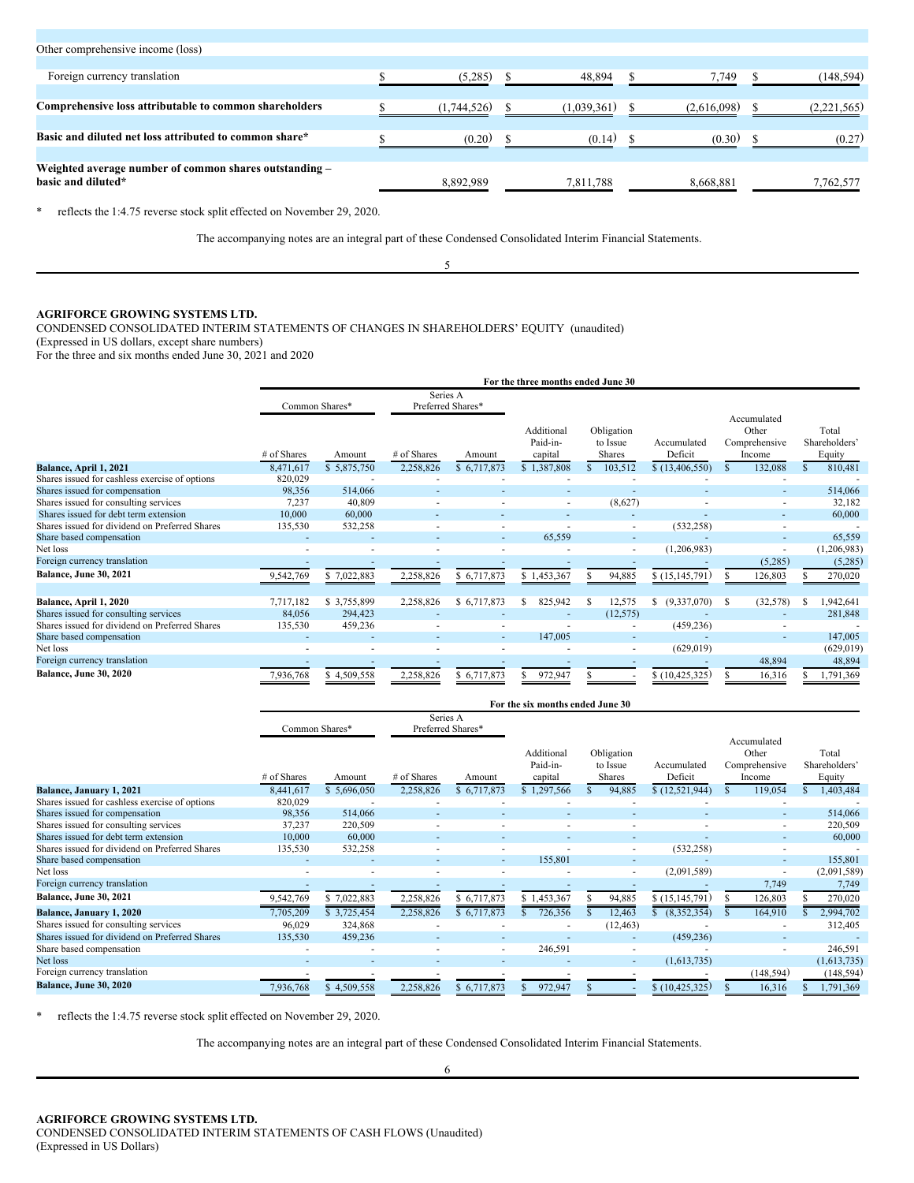| | | | | |
|---|---|---|---|---|
| Other comprehensive income (loss) | | | | |
| Foreign currency translation | $ (5,285) | $ 48,894 | $ 7,749 | $ (148,594) |
| **Comprehensive loss attributable to common shareholders** | $ (1,744,526) | $ (1,039,361) | $ (2,616,098) | $ (2,221,565) |
| **Basic and diluted net loss attributed to common share*** | $ (0.20) | $ (0.14) | $ (0.30) | $ (0.27) |
| **Weighted average number of common shares outstanding – basic and diluted*** | 8,892,989 | 7,811,788 | 8,668,881 | 7,762,577 |

\* reflects the 1:4.75 reverse stock split effected on November 29, 2020.

The accompanying notes are an integral part of these Condensed Consolidated Interim Financial Statements.

**AGRIFORCE GROWING SYSTEMS LTD.**

CONDENSED CONSOLIDATED INTERIM STATEMENTS OF CHANGES IN SHAREHOLDERS' EQUITY (unaudited)

(Expressed in US dollars, except share numbers)

For the three and six months ended June 30, 2021 and 2020

**For the three months ended June 30**

| | Common Shares* | | Series A Preferred Shares* | | | | | | |
|---|---|---|---|---|---|---|---|---|---|
| | # of Shares | Amount | # of Shares | Amount | Additional Paid-in-capital | Obligation to Issue Shares | Accumulated Deficit | Accumulated Other Comprehensive Income | Total Shareholders' Equity |
| **Balance, April 1, 2021** | 8,471,617 | $ 5,875,750 | 2,258,826 | $ 6,717,873 | $ 1,387,808 | $ 103,512 | $ (13,406,550) | $ 132,088 | $ 810,481 |
| Shares issued for cashless exercise of options | 820,029 | - | - | - | - | - | - | - | - |
| Shares issued for compensation | 98,356 | 514,066 | - | - | - | - | - | - | 514,066 |
| Shares issued for consulting services | 7,237 | 40,809 | - | - | - | (8,627) | - | - | 32,182 |
| Shares issued for debt term extension | 10,000 | 60,000 | - | - | - | - | - | - | 60,000 |
| Shares issued for dividend on Preferred Shares | 135,530 | 532,258 | - | - | - | - | (532,258) | - | - |
| Share based compensation | - | - | - | - | 65,559 | - | - | - | 65,559 |
| Net loss | - | - | - | - | - | - | (1,206,983) | - | (1,206,983) |
| Foreign currency translation | - | - | - | - | - | - | - | (5,285) | (5,285) |
| **Balance, June 30, 2021** | 9,542,769 | $ 7,022,883 | 2,258,826 | $ 6,717,873 | $ 1,453,367 | $ 94,885 | $ (15,145,791) | $ 126,803 | $ 270,020 |
| | | | | | | | | | |
| **Balance, April 1, 2020** | 7,717,182 | $ 3,755,899 | 2,258,826 | $ 6,717,873 | $ 825,942 | $ 12,575 | $ (9,337,070) | $ (32,578) | $ 1,942,641 |
| Shares issued for consulting services | 84,056 | 294,423 | - | - | - | (12,575) | - | - | 281,848 |
| Shares issued for dividend on Preferred Shares | 135,530 | 459,236 | - | - | - | - | (459,236) | - | - |
| Share based compensation | - | - | - | - | 147,005 | - | - | - | 147,005 |
| Net loss | - | - | - | - | - | - | (629,019) | | (629,019) |
| Foreign currency translation | - | - | - | - | - | - | - | 48,894 | 48,894 |
| **Balance, June 30, 2020** | 7,936,768 | $ 4,509,558 | 2,258,826 | $ 6,717,873 | $ 972,947 | $ - | $ (10,425,325) | $ 16,316 | $ 1,791,369 |

**For the six months ended June 30**

| | Common Shares* | | Series A Preferred Shares* | | | | | | |
|---|---|---|---|---|---|---|---|---|---|
| | # of Shares | Amount | # of Shares | Amount | Additional Paid-in-capital | Obligation to Issue Shares | Accumulated Deficit | Accumulated Other Comprehensive Income | Total Shareholders' Equity |
| **Balance, January 1, 2021** | 8,441,617 | $ 5,696,050 | 2,258,826 | $ 6,717,873 | $ 1,297,566 | $ 94,885 | $ (12,521,944) | $ 119,054 | $ 1,403,484 |
| Shares issued for cashless exercise of options | 820,029 | - | - | - | - | - | - | - | - |
| Shares issued for compensation | 98,356 | 514,066 | - | - | - | - | - | - | 514,066 |
| Shares issued for consulting services | 37,237 | 220,509 | - | - | - | - | - | - | 220,509 |
| Shares issued for debt term extension | 10,000 | 60,000 | - | - | - | - | - | - | 60,000 |
| Shares issued for dividend on Preferred Shares | 135,530 | 532,258 | - | - | - | - | (532,258) | - | - |
| Share based compensation | - | - | - | - | 155,801 | - | - | - | 155,801 |
| Net loss | - | - | - | - | - | - | (2,091,589) | - | (2,091,589) |
| Foreign currency translation | - | - | - | - | - | - | - | 7,749 | 7,749 |
| **Balance, June 30, 2021** | 9,542,769 | $ 7,022,883 | 2,258,826 | $ 6,717,873 | $ 1,453,367 | $ 94,885 | $ (15,145,791) | $ 126,803 | $ 270,020 |
| **Balance, January 1, 2020** | 7,705,209 | $ 3,725,454 | 2,258,826 | $ 6,717,873 | $ 726,356 | $ 12,463 | $ (8,352,354) | $ 164,910 | $ 2,994,702 |
| Shares issued for consulting services | 96,029 | 324,868 | - | - | - | (12,463) | - | - | 312,405 |
| Shares issued for dividend on Preferred Shares | 135,530 | 459,236 | - | - | - | - | (459,236) | - | - |
| Share based compensation | - | - | - | - | 246,591 | - | - | - | 246,591 |
| Net loss | - | - | - | - | - | - | (1,613,735) | | (1,613,735) |
| Foreign currency translation | - | - | - | - | - | - | - | (148,594) | (148,594) |
| **Balance, June 30, 2020** | 7,936,768 | $ 4,509,558 | 2,258,826 | $ 6,717,873 | $ 972,947 | $ - | $ (10,425,325) | $ 16,316 | $ 1,791,369 |

\* reflects the 1:4.75 reverse stock split effected on November 29, 2020.

The accompanying notes are an integral part of these Condensed Consolidated Interim Financial Statements.

**AGRIFORCE GROWING SYSTEMS LTD.**

CONDENSED CONSOLIDATED INTERIM STATEMENTS OF CASH FLOWS (Unaudited)

(Expressed in US Dollars)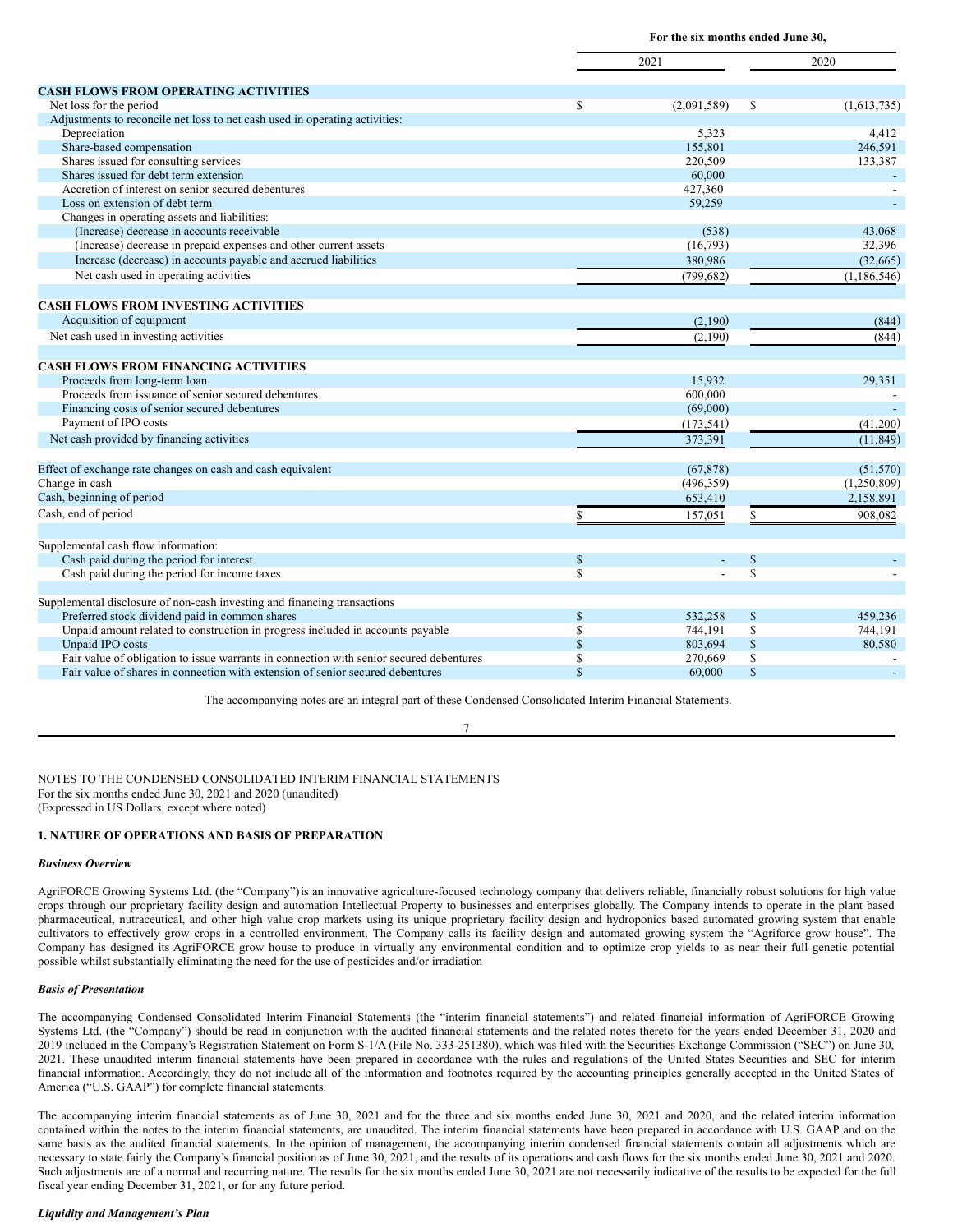| | For the six months ended June 30, | |
|---|---|---|
| | 2021 | 2020 |
| **CASH FLOWS FROM OPERATING ACTIVITIES** | | |
| Net loss for the period | $ (2,091,589) | $ (1,613,735) |
| Adjustments to reconcile net loss to net cash used in operating activities: | | |
| Depreciation | 5,323 | 4,412 |
| Share-based compensation | 155,801 | 246,591 |
| Shares issued for consulting services | 220,509 | 133,387 |
| Shares issued for debt term extension | 60,000 | - |
| Accretion of interest on senior secured debentures | 427,360 | - |
| Loss on extension of debt term | 59,259 | - |
| Changes in operating assets and liabilities: | | |
| (Increase) decrease in accounts receivable | (538) | 43,068 |
| (Increase) decrease in prepaid expenses and other current assets | (16,793) | 32,396 |
| Increase (decrease) in accounts payable and accrued liabilities | 380,986 | (32,665) |
| Net cash used in operating activities | (799,682) | (1,186,546) |
| **CASH FLOWS FROM INVESTING ACTIVITIES** | | |
| Acquisition of equipment | (2,190) | (844) |
| Net cash used in investing activities | (2,190) | (844) |
| **CASH FLOWS FROM FINANCING ACTIVITIES** | | |
| Proceeds from long-term loan | 15,932 | 29,351 |
| Proceeds from issuance of senior secured debentures | 600,000 | - |
| Financing costs of senior secured debentures | (69,000) | - |
| Payment of IPO costs | (173,541) | (41,200) |
| Net cash provided by financing activities | 373,391 | (11,849) |
| Effect of exchange rate changes on cash and cash equivalent | (67,878) | (51,570) |
| Change in cash | (496,359) | (1,250,809) |
| Cash, beginning of period | 653,410 | 2,158,891 |
| Cash, end of period | $ 157,051 | $ 908,082 |
| Supplemental cash flow information: | | |
| Cash paid during the period for interest | $ - | $ - |
| Cash paid during the period for income taxes | $ - | $ - |
| Supplemental disclosure of non-cash investing and financing transactions | | |
| Preferred stock dividend paid in common shares | $ 532,258 | $ 459,236 |
| Unpaid amount related to construction in progress included in accounts payable | $ 744,191 | $ 744,191 |
| Unpaid IPO costs | $ 803,694 | $ 80,580 |
| Fair value of obligation to issue warrants in connection with senior secured debentures | $ 270,669 | $ - |
| Fair value of shares in connection with extension of senior secured debentures | $ 60,000 | $ - |

The accompanying notes are an integral part of these Condensed Consolidated Interim Financial Statements.

NOTES TO THE CONDENSED CONSOLIDATED INTERIM FINANCIAL STATEMENTS
For the six months ended June 30, 2021 and 2020 (unaudited)
(Expressed in US Dollars, except where noted)

## 1. NATURE OF OPERATIONS AND BASIS OF PREPARATION

***Business Overview***

AgriFORCE Growing Systems Ltd. (the "Company")is an innovative agriculture-focused technology company that delivers reliable, financially robust solutions for high value crops through our proprietary facility design and automation Intellectual Property to businesses and enterprises globally. The Company intends to operate in the plant based pharmaceutical, nutraceutical, and other high value crop markets using its unique proprietary facility design and hydroponics based automated growing system that enable cultivators to effectively grow crops in a controlled environment. The Company calls its facility design and automated growing system the "Agriforce grow house". The Company has designed its AgriFORCE grow house to produce in virtually any environmental condition and to optimize crop yields to as near their full genetic potential possible whilst substantially eliminating the need for the use of pesticides and/or irradiation

***Basis of Presentation***

The accompanying Condensed Consolidated Interim Financial Statements (the "interim financial statements") and related financial information of AgriFORCE Growing Systems Ltd. (the "Company") should be read in conjunction with the audited financial statements and the related notes thereto for the years ended December 31, 2020 and 2019 included in the Company's Registration Statement on Form S-1/A (File No. 333-251380), which was filed with the Securities Exchange Commission ("SEC") on June 30, 2021. These unaudited interim financial statements have been prepared in accordance with the rules and regulations of the United States Securities and SEC for interim financial information. Accordingly, they do not include all of the information and footnotes required by the accounting principles generally accepted in the United States of America ("U.S. GAAP") for complete financial statements.

The accompanying interim financial statements as of June 30, 2021 and for the three and six months ended June 30, 2021 and 2020, and the related interim information contained within the notes to the interim financial statements, are unaudited. The interim financial statements have been prepared in accordance with U.S. GAAP and on the same basis as the audited financial statements. In the opinion of management, the accompanying interim condensed financial statements contain all adjustments which are necessary to state fairly the Company's financial position as of June 30, 2021, and the results of its operations and cash flows for the six months ended June 30, 2021 and 2020. Such adjustments are of a normal and recurring nature. The results for the six months ended June 30, 2021 are not necessarily indicative of the results to be expected for the full fiscal year ending December 31, 2021, or for any future period.

***Liquidity and Management's Plan***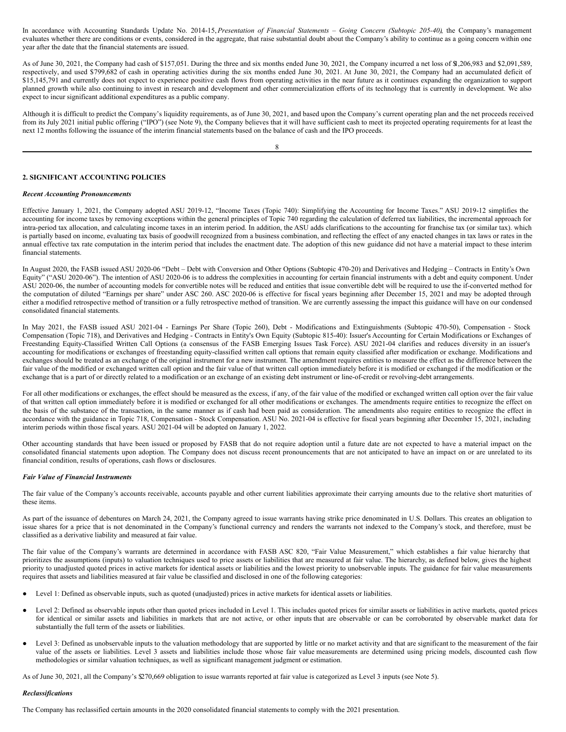In accordance with Accounting Standards Update No. 2014-15, *Presentation of Financial Statements – Going Concern (Subtopic 205-40)*, the Company's management evaluates whether there are conditions or events, considered in the aggregate, that raise substantial doubt about the Company's ability to continue as a going concern within one year after the date that the financial statements are issued.

As of June 30, 2021, the Company had cash of $157,051. During the three and six months ended June 30, 2021, the Company incurred a net loss of $1,206,983 and $2,091,589, respectively, and used $799,682 of cash in operating activities during the six months ended June 30, 2021. At June 30, 2021, the Company had an accumulated deficit of $15,145,791 and currently does not expect to experience positive cash flows from operating activities in the near future as it continues expanding the organization to support planned growth while also continuing to invest in research and development and other commercialization efforts of its technology that is currently in development. We also expect to incur significant additional expenditures as a public company.

Although it is difficult to predict the Company's liquidity requirements, as of June 30, 2021, and based upon the Company's current operating plan and the net proceeds received from its July 2021 initial public offering ("IPO") (see Note 9), the Company believes that it will have sufficient cash to meet its projected operating requirements for at least the next 12 months following the issuance of the interim financial statements based on the balance of cash and the IPO proceeds.

## 2. SIGNIFICANT ACCOUNTING POLICIES

***Recent Accounting Pronouncements***

Effective January 1, 2021, the Company adopted ASU 2019-12, "Income Taxes (Topic 740): Simplifying the Accounting for Income Taxes." ASU 2019-12 simplifies the accounting for income taxes by removing exceptions within the general principles of Topic 740 regarding the calculation of deferred tax liabilities, the incremental approach for intra-period tax allocation, and calculating income taxes in an interim period. In addition, the ASU adds clarifications to the accounting for franchise tax (or similar tax). which is partially based on income, evaluating tax basis of goodwill recognized from a business combination, and reflecting the effect of any enacted changes in tax laws or rates in the annual effective tax rate computation in the interim period that includes the enactment date. The adoption of this new guidance did not have a material impact to these interim financial statements.

In August 2020, the FASB issued ASU 2020-06 "Debt – Debt with Conversion and Other Options (Subtopic 470-20) and Derivatives and Hedging – Contracts in Entity's Own Equity" ("ASU 2020-06"). The intention of ASU 2020-06 is to address the complexities in accounting for certain financial instruments with a debt and equity component. Under ASU 2020-06, the number of accounting models for convertible notes will be reduced and entities that issue convertible debt will be required to use the if-converted method for the computation of diluted "Earnings per share" under ASC 260. ASC 2020-06 is effective for fiscal years beginning after December 15, 2021 and may be adopted through either a modified retrospective method of transition or a fully retrospective method of transition. We are currently assessing the impact this guidance will have on our condensed consolidated financial statements.

In May 2021, the FASB issued ASU 2021-04 - Earnings Per Share (Topic 260), Debt - Modifications and Extinguishments (Subtopic 470-50), Compensation - Stock Compensation (Topic 718), and Derivatives and Hedging - Contracts in Entity's Own Equity (Subtopic 815-40): Issuer's Accounting for Certain Modifications or Exchanges of Freestanding Equity-Classified Written Call Options (a consensus of the FASB Emerging Issues Task Force). ASU 2021-04 clarifies and reduces diversity in an issuer's accounting for modifications or exchanges of freestanding equity-classified written call options that remain equity classified after modification or exchange. Modifications and exchanges should be treated as an exchange of the original instrument for a new instrument. The amendment requires entities to measure the effect as the difference between the fair value of the modified or exchanged written call option and the fair value of that written call option immediately before it is modified or exchanged if the modification or the exchange that is a part of or directly related to a modification or an exchange of an existing debt instrument or line-of-credit or revolving-debt arrangements.

For all other modifications or exchanges, the effect should be measured as the excess, if any, of the fair value of the modified or exchanged written call option over the fair value of that written call option immediately before it is modified or exchanged for all other modifications or exchanges. The amendments require entities to recognize the effect on the basis of the substance of the transaction, in the same manner as if cash had been paid as consideration. The amendments also require entities to recognize the effect in accordance with the guidance in Topic 718, Compensation - Stock Compensation. ASU No. 2021-04 is effective for fiscal years beginning after December 15, 2021, including interim periods within those fiscal years. ASU 2021-04 will be adopted on January 1, 2022.

Other accounting standards that have been issued or proposed by FASB that do not require adoption until a future date are not expected to have a material impact on the consolidated financial statements upon adoption. The Company does not discuss recent pronouncements that are not anticipated to have an impact on or are unrelated to its financial condition, results of operations, cash flows or disclosures.

***Fair Value of Financial Instruments***

The fair value of the Company's accounts receivable, accounts payable and other current liabilities approximate their carrying amounts due to the relative short maturities of these items.

As part of the issuance of debentures on March 24, 2021, the Company agreed to issue warrants having strike price denominated in U.S. Dollars. This creates an obligation to issue shares for a price that is not denominated in the Company's functional currency and renders the warrants not indexed to the Company's stock, and therefore, must be classified as a derivative liability and measured at fair value.

The fair value of the Company's warrants are determined in accordance with FASB ASC 820, "Fair Value Measurement," which establishes a fair value hierarchy that prioritizes the assumptions (inputs) to valuation techniques used to price assets or liabilities that are measured at fair value. The hierarchy, as defined below, gives the highest priority to unadjusted quoted prices in active markets for identical assets or liabilities and the lowest priority to unobservable inputs. The guidance for fair value measurements requires that assets and liabilities measured at fair value be classified and disclosed in one of the following categories:

- Level 1: Defined as observable inputs, such as quoted (unadjusted) prices in active markets for identical assets or liabilities.
- Level 2: Defined as observable inputs other than quoted prices included in Level 1. This includes quoted prices for similar assets or liabilities in active markets, quoted prices for identical or similar assets and liabilities in markets that are not active, or other inputs that are observable or can be corroborated by observable market data for substantially the full term of the assets or liabilities.
- Level 3: Defined as unobservable inputs to the valuation methodology that are supported by little or no market activity and that are significant to the measurement of the fair value of the assets or liabilities. Level 3 assets and liabilities include those whose fair value measurements are determined using pricing models, discounted cash flow methodologies or similar valuation techniques, as well as significant management judgment or estimation.

As of June 30, 2021, all the Company's $270,669 obligation to issue warrants reported at fair value is categorized as Level 3 inputs (see Note 5).

***Reclassifications***

The Company has reclassified certain amounts in the 2020 consolidated financial statements to comply with the 2021 presentation.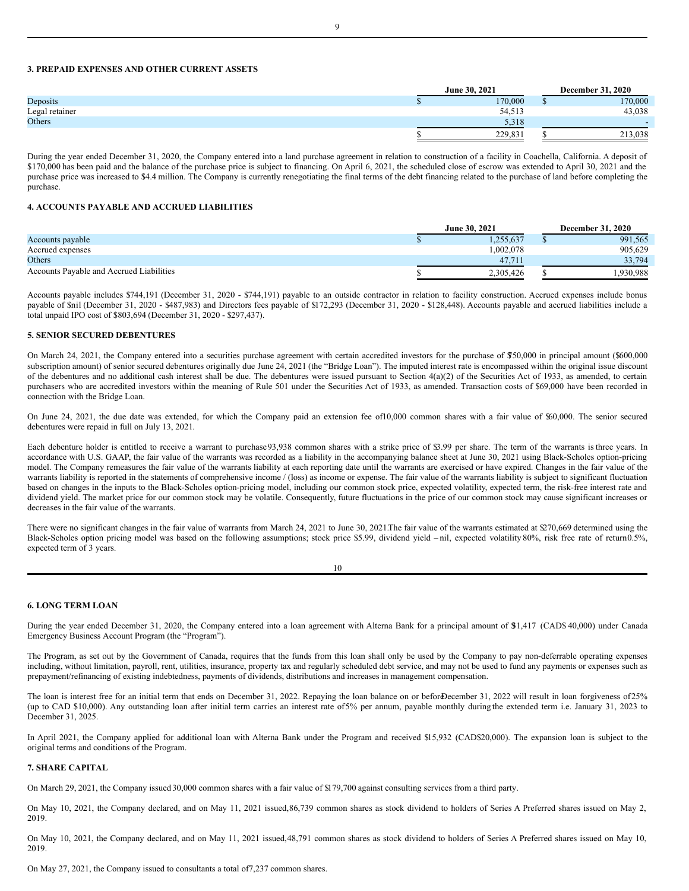### 3. PREPAID EXPENSES AND OTHER CURRENT ASSETS

| | June 30, 2021 | December 31, 2020 |
|---|---|---|
| Deposits | $ 170,000 | $ 170,000 |
| Legal retainer | 54,513 | 43,038 |
| Others | 5,318 | - |
| | $ 229,831 | $ 213,038 |

During the year ended December 31, 2020, the Company entered into a land purchase agreement in relation to construction of a facility in Coachella, California. A deposit of $170,000 has been paid and the balance of the purchase price is subject to financing. On April 6, 2021, the scheduled close of escrow was extended to April 30, 2021 and the purchase price was increased to $4.4 million. The Company is currently renegotiating the final terms of the debt financing related to the purchase of land before completing the purchase.

### 4. ACCOUNTS PAYABLE AND ACCRUED LIABILITIES

| | June 30, 2021 | December 31, 2020 |
|---|---|---|
| Accounts payable | $ 1,255,637 | $ 991,565 |
| Accrued expenses | 1,002,078 | 905,629 |
| Others | 47,711 | 33,794 |
| Accounts Payable and Accrued Liabilities | $ 2,305,426 | $ 1,930,988 |

Accounts payable includes $744,191 (December 31, 2020 - $744,191) payable to an outside contractor in relation to facility construction. Accrued expenses include bonus payable of $nil (December 31, 2020 - $487,983) and Directors fees payable of $172,293 (December 31, 2020 - $128,448). Accounts payable and accrued liabilities include a total unpaid IPO cost of $803,694 (December 31, 2020 - $297,437).

### 5. SENIOR SECURED DEBENTURES

On March 24, 2021, the Company entered into a securities purchase agreement with certain accredited investors for the purchase of $750,000 in principal amount ($600,000 subscription amount) of senior secured debentures originally due June 24, 2021 (the "Bridge Loan"). The imputed interest rate is encompassed within the original issue discount of the debentures and no additional cash interest shall be due. The debentures were issued pursuant to Section 4(a)(2) of the Securities Act of 1933, as amended, to certain purchasers who are accredited investors within the meaning of Rule 501 under the Securities Act of 1933, as amended. Transaction costs of $69,000 have been recorded in connection with the Bridge Loan.

On June 24, 2021, the due date was extended, for which the Company paid an extension fee of 10,000 common shares with a fair value of $60,000. The senior secured debentures were repaid in full on July 13, 2021.

Each debenture holder is entitled to receive a warrant to purchase 93,938 common shares with a strike price of $3.99 per share. The term of the warrants is three years. In accordance with U.S. GAAP, the fair value of the warrants was recorded as a liability in the accompanying balance sheet at June 30, 2021 using Black-Scholes option-pricing model. The Company remeasures the fair value of the warrants liability at each reporting date until the warrants are exercised or have expired. Changes in the fair value of the warrants liability is reported in the statements of comprehensive income / (loss) as income or expense. The fair value of the warrants liability is subject to significant fluctuation based on changes in the inputs to the Black-Scholes option-pricing model, including our common stock price, expected volatility, expected term, the risk-free interest rate and dividend yield. The market price for our common stock may be volatile. Consequently, future fluctuations in the price of our common stock may cause significant increases or decreases in the fair value of the warrants.

There were no significant changes in the fair value of warrants from March 24, 2021 to June 30, 2021. The fair value of the warrants estimated at $270,669 determined using the Black-Scholes option pricing model was based on the following assumptions; stock price $5.99, dividend yield – nil, expected volatility 80%, risk free rate of return 0.5%, expected term of 3 years.

### 6. LONG TERM LOAN

During the year ended December 31, 2020, the Company entered into a loan agreement with Alterna Bank for a principal amount of $31,417 (CAD$ 40,000) under Canada Emergency Business Account Program (the "Program").

The Program, as set out by the Government of Canada, requires that the funds from this loan shall only be used by the Company to pay non-deferrable operating expenses including, without limitation, payroll, rent, utilities, insurance, property tax and regularly scheduled debt service, and may not be used to fund any payments or expenses such as prepayment/refinancing of existing indebtedness, payments of dividends, distributions and increases in management compensation.

The loan is interest free for an initial term that ends on December 31, 2022. Repaying the loan balance on or before December 31, 2022 will result in loan forgiveness of 25% (up to CAD $10,000). Any outstanding loan after initial term carries an interest rate of 5% per annum, payable monthly during the extended term i.e. January 31, 2023 to December 31, 2025.

In April 2021, the Company applied for additional loan with Alterna Bank under the Program and received $15,932 (CAD$20,000). The expansion loan is subject to the original terms and conditions of the Program.

### 7. SHARE CAPITAL

On March 29, 2021, the Company issued 30,000 common shares with a fair value of $179,700 against consulting services from a third party.

On May 10, 2021, the Company declared, and on May 11, 2021 issued, 86,739 common shares as stock dividend to holders of Series A Preferred shares issued on May 2, 2019.

On May 10, 2021, the Company declared, and on May 11, 2021 issued, 48,791 common shares as stock dividend to holders of Series A Preferred shares issued on May 10, 2019.

On May 27, 2021, the Company issued to consultants a total of 7,237 common shares.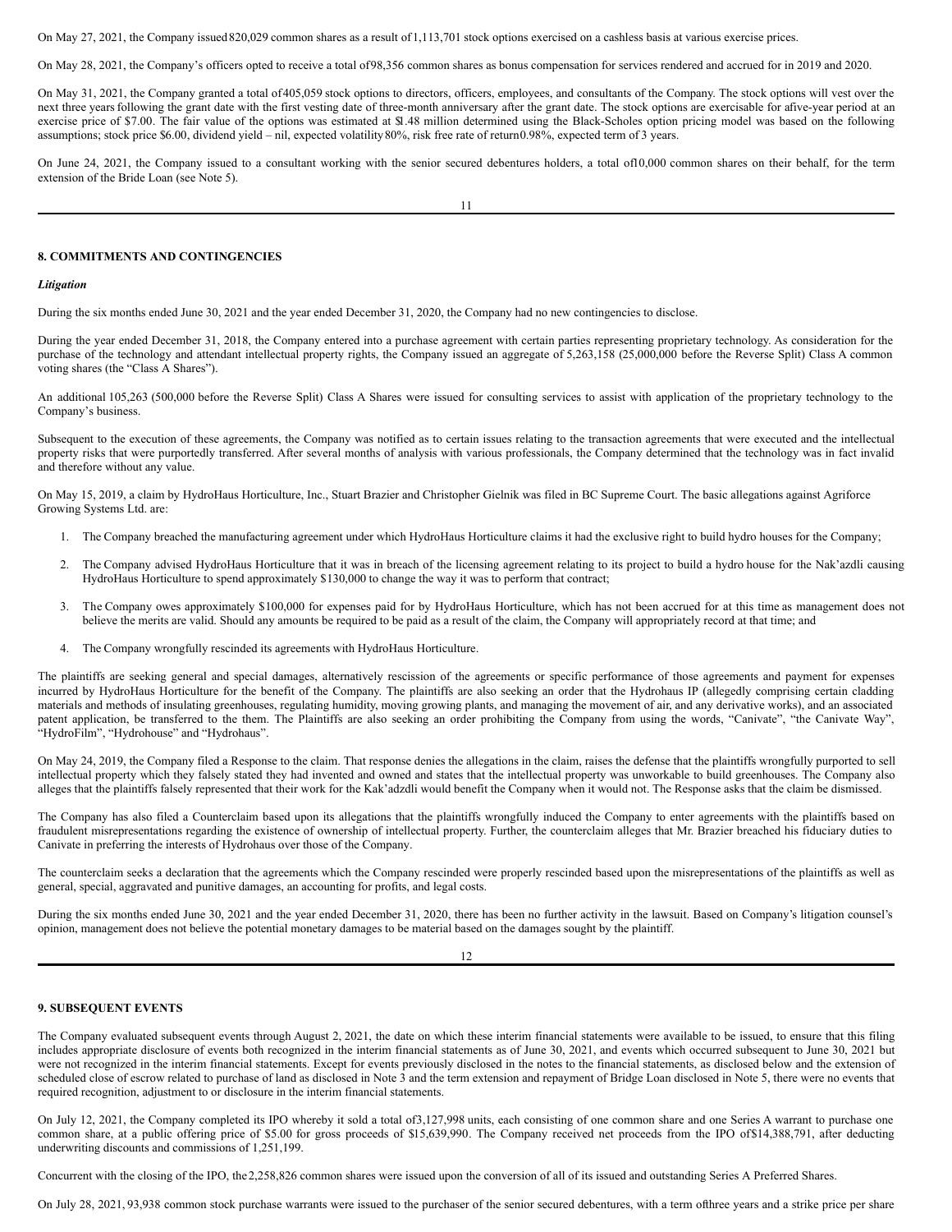On May 27, 2021, the Company issued 820,029 common shares as a result of 1,113,701 stock options exercised on a cashless basis at various exercise prices.

On May 28, 2021, the Company's officers opted to receive a total of 98,356 common shares as bonus compensation for services rendered and accrued for in 2019 and 2020.

On May 31, 2021, the Company granted a total of 405,059 stock options to directors, officers, employees, and consultants of the Company. The stock options will vest over the next three years following the grant date with the first vesting date of three-month anniversary after the grant date. The stock options are exercisable for a five-year period at an exercise price of $7.00. The fair value of the options was estimated at $1.48 million determined using the Black-Scholes option pricing model was based on the following assumptions; stock price $6.00, dividend yield – nil, expected volatility 80%, risk free rate of return 0.98%, expected term of 3 years.

On June 24, 2021, the Company issued to a consultant working with the senior secured debentures holders, a total of 10,000 common shares on their behalf, for the term extension of the Bride Loan (see Note 5).

## 8. COMMITMENTS AND CONTINGENCIES

### *Litigation*

During the six months ended June 30, 2021 and the year ended December 31, 2020, the Company had no new contingencies to disclose.

During the year ended December 31, 2018, the Company entered into a purchase agreement with certain parties representing proprietary technology. As consideration for the purchase of the technology and attendant intellectual property rights, the Company issued an aggregate of 5,263,158 (25,000,000 before the Reverse Split) Class A common voting shares (the "Class A Shares").

An additional 105,263 (500,000 before the Reverse Split) Class A Shares were issued for consulting services to assist with application of the proprietary technology to the Company's business.

Subsequent to the execution of these agreements, the Company was notified as to certain issues relating to the transaction agreements that were executed and the intellectual property risks that were purportedly transferred. After several months of analysis with various professionals, the Company determined that the technology was in fact invalid and therefore without any value.

On May 15, 2019, a claim by HydroHaus Horticulture, Inc., Stuart Brazier and Christopher Gielnik was filed in BC Supreme Court. The basic allegations against Agriforce Growing Systems Ltd. are:

1. The Company breached the manufacturing agreement under which HydroHaus Horticulture claims it had the exclusive right to build hydro houses for the Company;
2. The Company advised HydroHaus Horticulture that it was in breach of the licensing agreement relating to its project to build a hydro house for the Nak'azdli causing HydroHaus Horticulture to spend approximately $130,000 to change the way it was to perform that contract;
3. The Company owes approximately $100,000 for expenses paid for by HydroHaus Horticulture, which has not been accrued for at this time as management does not believe the merits are valid. Should any amounts be required to be paid as a result of the claim, the Company will appropriately record at that time; and
4. The Company wrongfully rescinded its agreements with HydroHaus Horticulture.

The plaintiffs are seeking general and special damages, alternatively rescission of the agreements or specific performance of those agreements and payment for expenses incurred by HydroHaus Horticulture for the benefit of the Company. The plaintiffs are also seeking an order that the Hydrohaus IP (allegedly comprising certain cladding materials and methods of insulating greenhouses, regulating humidity, moving growing plants, and managing the movement of air, and any derivative works), and an associated patent application, be transferred to the them. The Plaintiffs are also seeking an order prohibiting the Company from using the words, "Canivate", "the Canivate Way", "HydroFilm", "Hydrohouse" and "Hydrohaus".

On May 24, 2019, the Company filed a Response to the claim. That response denies the allegations in the claim, raises the defense that the plaintiffs wrongfully purported to sell intellectual property which they falsely stated they had invented and owned and states that the intellectual property was unworkable to build greenhouses. The Company also alleges that the plaintiffs falsely represented that their work for the Kak'adzdli would benefit the Company when it would not. The Response asks that the claim be dismissed.

The Company has also filed a Counterclaim based upon its allegations that the plaintiffs wrongfully induced the Company to enter agreements with the plaintiffs based on fraudulent misrepresentations regarding the existence of ownership of intellectual property. Further, the counterclaim alleges that Mr. Brazier breached his fiduciary duties to Canivate in preferring the interests of Hydrohaus over those of the Company.

The counterclaim seeks a declaration that the agreements which the Company rescinded were properly rescinded based upon the misrepresentations of the plaintiffs as well as general, special, aggravated and punitive damages, an accounting for profits, and legal costs.

During the six months ended June 30, 2021 and the year ended December 31, 2020, there has been no further activity in the lawsuit. Based on Company's litigation counsel's opinion, management does not believe the potential monetary damages to be material based on the damages sought by the plaintiff.

## 9. SUBSEQUENT EVENTS

The Company evaluated subsequent events through August 2, 2021, the date on which these interim financial statements were available to be issued, to ensure that this filing includes appropriate disclosure of events both recognized in the interim financial statements as of June 30, 2021, and events which occurred subsequent to June 30, 2021 but were not recognized in the interim financial statements. Except for events previously disclosed in the notes to the financial statements, as disclosed below and the extension of scheduled close of escrow related to purchase of land as disclosed in Note 3 and the term extension and repayment of Bridge Loan disclosed in Note 5, there were no events that required recognition, adjustment to or disclosure in the interim financial statements.

On July 12, 2021, the Company completed its IPO whereby it sold a total of 3,127,998 units, each consisting of one common share and one Series A warrant to purchase one common share, at a public offering price of $5.00 for gross proceeds of $15,639,990. The Company received net proceeds from the IPO of $14,388,791, after deducting underwriting discounts and commissions of 1,251,199.

Concurrent with the closing of the IPO, the 2,258,826 common shares were issued upon the conversion of all of its issued and outstanding Series A Preferred Shares.

On July 28, 2021, 93,938 common stock purchase warrants were issued to the purchaser of the senior secured debentures, with a term of three years and a strike price per share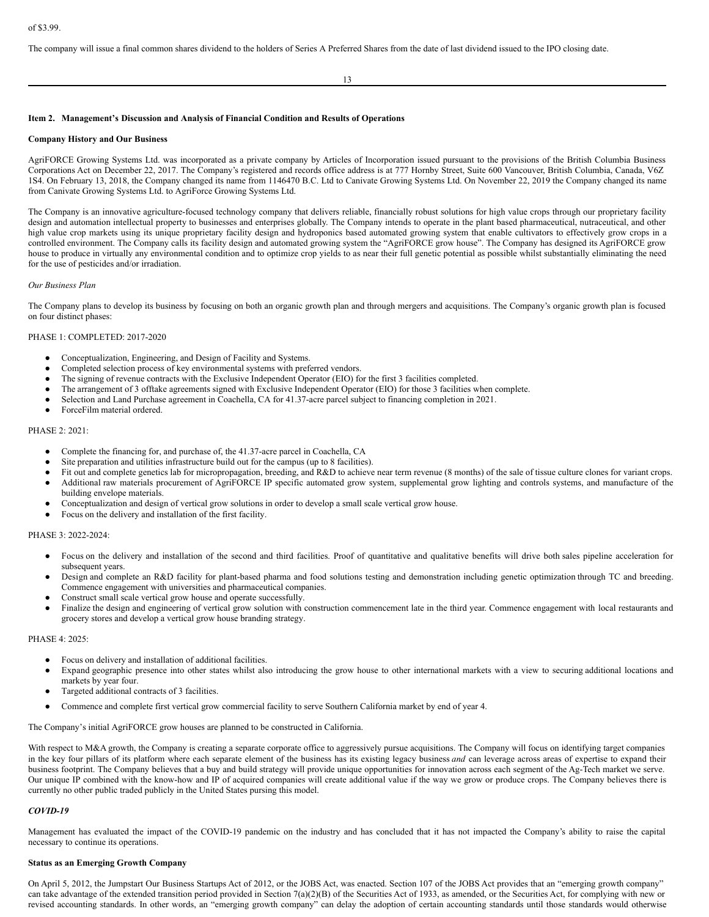of $3.99.

The company will issue a final common shares dividend to the holders of Series A Preferred Shares from the date of last dividend issued to the IPO closing date.

## Item 2. Management's Discussion and Analysis of Financial Condition and Results of Operations

### Company History and Our Business

AgriFORCE Growing Systems Ltd. was incorporated as a private company by Articles of Incorporation issued pursuant to the provisions of the British Columbia Business Corporations Act on December 22, 2017. The Company's registered and records office address is at 777 Hornby Street, Suite 600 Vancouver, British Columbia, Canada, V6Z 1S4. On February 13, 2018, the Company changed its name from 1146470 B.C. Ltd to Canivate Growing Systems Ltd. On November 22, 2019 the Company changed its name from Canivate Growing Systems Ltd. to AgriForce Growing Systems Ltd.

The Company is an innovative agriculture-focused technology company that delivers reliable, financially robust solutions for high value crops through our proprietary facility design and automation intellectual property to businesses and enterprises globally. The Company intends to operate in the plant based pharmaceutical, nutraceutical, and other high value crop markets using its unique proprietary facility design and hydroponics based automated growing system that enable cultivators to effectively grow crops in a controlled environment. The Company calls its facility design and automated growing system the "AgriFORCE grow house". The Company has designed its AgriFORCE grow house to produce in virtually any environmental condition and to optimize crop yields to as near their full genetic potential as possible whilst substantially eliminating the need for the use of pesticides and/or irradiation.

*Our Business Plan*

The Company plans to develop its business by focusing on both an organic growth plan and through mergers and acquisitions. The Company's organic growth plan is focused on four distinct phases:

PHASE 1: COMPLETED: 2017-2020

- Conceptualization, Engineering, and Design of Facility and Systems.
- Completed selection process of key environmental systems with preferred vendors.
- The signing of revenue contracts with the Exclusive Independent Operator (EIO) for the first 3 facilities completed.
- The arrangement of 3 offtake agreements signed with Exclusive Independent Operator (EIO) for those 3 facilities when complete.
- Selection and Land Purchase agreement in Coachella, CA for 41.37-acre parcel subject to financing completion in 2021.
- ForceFilm material ordered.

PHASE 2: 2021:

- Complete the financing for, and purchase of, the 41.37-acre parcel in Coachella, CA
- Site preparation and utilities infrastructure build out for the campus (up to 8 facilities).
- Fit out and complete genetics lab for micropropagation, breeding, and R&D to achieve near term revenue (8 months) of the sale of tissue culture clones for variant crops.
- Additional raw materials procurement of AgriFORCE IP specific automated grow system, supplemental grow lighting and controls systems, and manufacture of the building envelope materials.
- Conceptualization and design of vertical grow solutions in order to develop a small scale vertical grow house.
- Focus on the delivery and installation of the first facility.

PHASE 3: 2022-2024:

- Focus on the delivery and installation of the second and third facilities. Proof of quantitative and qualitative benefits will drive both sales pipeline acceleration for subsequent years.
- Design and complete an R&D facility for plant-based pharma and food solutions testing and demonstration including genetic optimization through TC and breeding. Commence engagement with universities and pharmaceutical companies.
- Construct small scale vertical grow house and operate successfully.
- Finalize the design and engineering of vertical grow solution with construction commencement late in the third year. Commence engagement with local restaurants and grocery stores and develop a vertical grow house branding strategy.

PHASE 4: 2025:

- Focus on delivery and installation of additional facilities.
- Expand geographic presence into other states whilst also introducing the grow house to other international markets with a view to securing additional locations and markets by year four.
- Targeted additional contracts of 3 facilities.
- Commence and complete first vertical grow commercial facility to serve Southern California market by end of year 4.

The Company's initial AgriFORCE grow houses are planned to be constructed in California.

With respect to M&A growth, the Company is creating a separate corporate office to aggressively pursue acquisitions. The Company will focus on identifying target companies in the key four pillars of its platform where each separate element of the business has its existing legacy business *and* can leverage across areas of expertise to expand their business footprint. The Company believes that a buy and build strategy will provide unique opportunities for innovation across each segment of the Ag-Tech market we serve. Our unique IP combined with the know-how and IP of acquired companies will create additional value if the way we grow or produce crops. The Company believes there is currently no other public traded publicly in the United States pursing this model.

### *COVID-19*

Management has evaluated the impact of the COVID-19 pandemic on the industry and has concluded that it has not impacted the Company's ability to raise the capital necessary to continue its operations.

### Status as an Emerging Growth Company

On April 5, 2012, the Jumpstart Our Business Startups Act of 2012, or the JOBS Act, was enacted. Section 107 of the JOBS Act provides that an "emerging growth company" can take advantage of the extended transition period provided in Section 7(a)(2)(B) of the Securities Act of 1933, as amended, or the Securities Act, for complying with new or revised accounting standards. In other words, an "emerging growth company" can delay the adoption of certain accounting standards until those standards would otherwise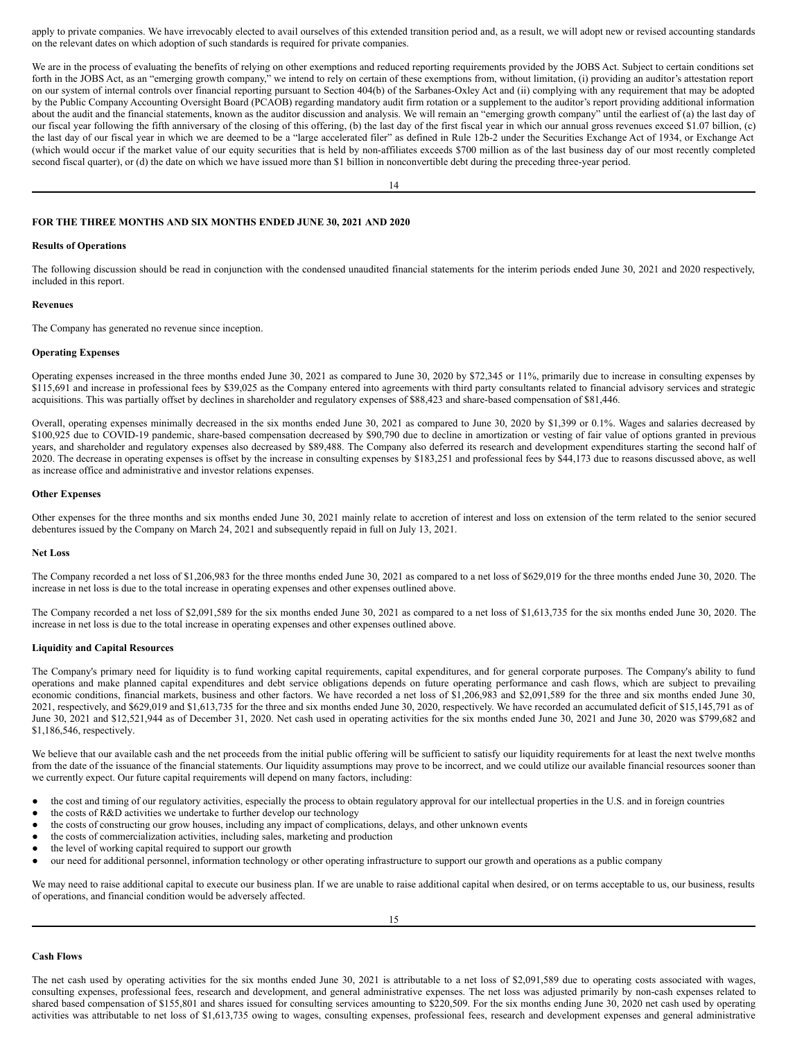apply to private companies. We have irrevocably elected to avail ourselves of this extended transition period and, as a result, we will adopt new or revised accounting standards on the relevant dates on which adoption of such standards is required for private companies.

We are in the process of evaluating the benefits of relying on other exemptions and reduced reporting requirements provided by the JOBS Act. Subject to certain conditions set forth in the JOBS Act, as an "emerging growth company," we intend to rely on certain of these exemptions from, without limitation, (i) providing an auditor's attestation report on our system of internal controls over financial reporting pursuant to Section 404(b) of the Sarbanes-Oxley Act and (ii) complying with any requirement that may be adopted by the Public Company Accounting Oversight Board (PCAOB) regarding mandatory audit firm rotation or a supplement to the auditor's report providing additional information about the audit and the financial statements, known as the auditor discussion and analysis. We will remain an "emerging growth company" until the earliest of (a) the last day of our fiscal year following the fifth anniversary of the closing of this offering, (b) the last day of the first fiscal year in which our annual gross revenues exceed $1.07 billion, (c) the last day of our fiscal year in which we are deemed to be a "large accelerated filer" as defined in Rule 12b-2 under the Securities Exchange Act of 1934, or Exchange Act (which would occur if the market value of our equity securities that is held by non-affiliates exceeds $700 million as of the last business day of our most recently completed second fiscal quarter), or (d) the date on which we have issued more than $1 billion in nonconvertible debt during the preceding three-year period.

**FOR THE THREE MONTHS AND SIX MONTHS ENDED JUNE 30, 2021 AND 2020**

**Results of Operations**

The following discussion should be read in conjunction with the condensed unaudited financial statements for the interim periods ended June 30, 2021 and 2020 respectively, included in this report.

**Revenues**

The Company has generated no revenue since inception.

**Operating Expenses**

Operating expenses increased in the three months ended June 30, 2021 as compared to June 30, 2020 by $72,345 or 11%, primarily due to increase in consulting expenses by $115,691 and increase in professional fees by $39,025 as the Company entered into agreements with third party consultants related to financial advisory services and strategic acquisitions. This was partially offset by declines in shareholder and regulatory expenses of $88,423 and share-based compensation of $81,446.

Overall, operating expenses minimally decreased in the six months ended June 30, 2021 as compared to June 30, 2020 by $1,399 or 0.1%. Wages and salaries decreased by $100,925 due to COVID-19 pandemic, share-based compensation decreased by $90,790 due to decline in amortization or vesting of fair value of options granted in previous years, and shareholder and regulatory expenses also decreased by $89,488. The Company also deferred its research and development expenditures starting the second half of 2020. The decrease in operating expenses is offset by the increase in consulting expenses by $183,251 and professional fees by $44,173 due to reasons discussed above, as well as increase office and administrative and investor relations expenses.

**Other Expenses**

Other expenses for the three months and six months ended June 30, 2021 mainly relate to accretion of interest and loss on extension of the term related to the senior secured debentures issued by the Company on March 24, 2021 and subsequently repaid in full on July 13, 2021.

**Net Loss**

The Company recorded a net loss of $1,206,983 for the three months ended June 30, 2021 as compared to a net loss of $629,019 for the three months ended June 30, 2020. The increase in net loss is due to the total increase in operating expenses and other expenses outlined above.

The Company recorded a net loss of $2,091,589 for the six months ended June 30, 2021 as compared to a net loss of $1,613,735 for the six months ended June 30, 2020. The increase in net loss is due to the total increase in operating expenses and other expenses outlined above.

**Liquidity and Capital Resources**

The Company's primary need for liquidity is to fund working capital requirements, capital expenditures, and for general corporate purposes. The Company's ability to fund operations and make planned capital expenditures and debt service obligations depends on future operating performance and cash flows, which are subject to prevailing economic conditions, financial markets, business and other factors. We have recorded a net loss of $1,206,983 and $2,091,589 for the three and six months ended June 30, 2021, respectively, and $629,019 and $1,613,735 for the three and six months ended June 30, 2020, respectively. We have recorded an accumulated deficit of $15,145,791 as of June 30, 2021 and $12,521,944 as of December 31, 2020. Net cash used in operating activities for the six months ended June 30, 2021 and June 30, 2020 was $799,682 and $1,186,546, respectively.

We believe that our available cash and the net proceeds from the initial public offering will be sufficient to satisfy our liquidity requirements for at least the next twelve months from the date of the issuance of the financial statements. Our liquidity assumptions may prove to be incorrect, and we could utilize our available financial resources sooner than we currently expect. Our future capital requirements will depend on many factors, including:

- the cost and timing of our regulatory activities, especially the process to obtain regulatory approval for our intellectual properties in the U.S. and in foreign countries
- the costs of R&D activities we undertake to further develop our technology
- the costs of constructing our grow houses, including any impact of complications, delays, and other unknown events
- the costs of commercialization activities, including sales, marketing and production
- the level of working capital required to support our growth
- our need for additional personnel, information technology or other operating infrastructure to support our growth and operations as a public company

We may need to raise additional capital to execute our business plan. If we are unable to raise additional capital when desired, or on terms acceptable to us, our business, results of operations, and financial condition would be adversely affected.

**Cash Flows**

The net cash used by operating activities for the six months ended June 30, 2021 is attributable to a net loss of $2,091,589 due to operating costs associated with wages, consulting expenses, professional fees, research and development, and general administrative expenses. The net loss was adjusted primarily by non-cash expenses related to shared based compensation of $155,801 and shares issued for consulting services amounting to $220,509. For the six months ending June 30, 2020 net cash used by operating activities was attributable to net loss of $1,613,735 owing to wages, consulting expenses, professional fees, research and development expenses and general administrative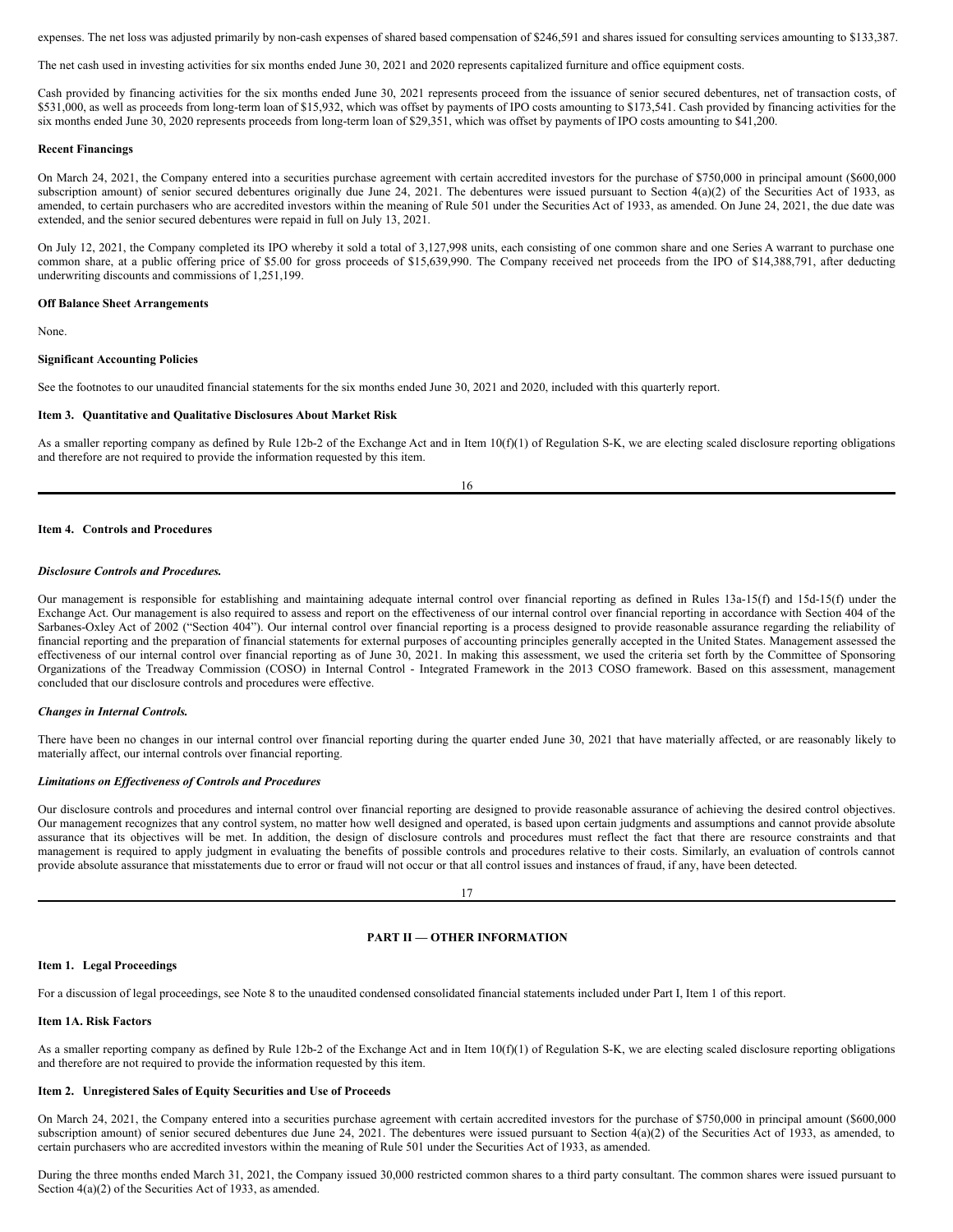expenses. The net loss was adjusted primarily by non-cash expenses of shared based compensation of $246,591 and shares issued for consulting services amounting to $133,387.

The net cash used in investing activities for six months ended June 30, 2021 and 2020 represents capitalized furniture and office equipment costs.

Cash provided by financing activities for the six months ended June 30, 2021 represents proceed from the issuance of senior secured debentures, net of transaction costs, of $531,000, as well as proceeds from long-term loan of $15,932, which was offset by payments of IPO costs amounting to $173,541. Cash provided by financing activities for the six months ended June 30, 2020 represents proceeds from long-term loan of $29,351, which was offset by payments of IPO costs amounting to $41,200.

**Recent Financings**

On March 24, 2021, the Company entered into a securities purchase agreement with certain accredited investors for the purchase of $750,000 in principal amount ($600,000 subscription amount) of senior secured debentures originally due June 24, 2021. The debentures were issued pursuant to Section 4(a)(2) of the Securities Act of 1933, as amended, to certain purchasers who are accredited investors within the meaning of Rule 501 under the Securities Act of 1933, as amended. On June 24, 2021, the due date was extended, and the senior secured debentures were repaid in full on July 13, 2021.

On July 12, 2021, the Company completed its IPO whereby it sold a total of 3,127,998 units, each consisting of one common share and one Series A warrant to purchase one common share, at a public offering price of $5.00 for gross proceeds of $15,639,990. The Company received net proceeds from the IPO of $14,388,791, after deducting underwriting discounts and commissions of 1,251,199.

**Off Balance Sheet Arrangements**

None.

**Significant Accounting Policies**

See the footnotes to our unaudited financial statements for the six months ended June 30, 2021 and 2020, included with this quarterly report.

**Item 3. Quantitative and Qualitative Disclosures About Market Risk**

As a smaller reporting company as defined by Rule 12b-2 of the Exchange Act and in Item 10(f)(1) of Regulation S-K, we are electing scaled disclosure reporting obligations and therefore are not required to provide the information requested by this item.

**Item 4. Controls and Procedures**

***Disclosure Controls and Procedures.***

Our management is responsible for establishing and maintaining adequate internal control over financial reporting as defined in Rules 13a-15(f) and 15d-15(f) under the Exchange Act. Our management is also required to assess and report on the effectiveness of our internal control over financial reporting in accordance with Section 404 of the Sarbanes-Oxley Act of 2002 ("Section 404"). Our internal control over financial reporting is a process designed to provide reasonable assurance regarding the reliability of financial reporting and the preparation of financial statements for external purposes of accounting principles generally accepted in the United States. Management assessed the effectiveness of our internal control over financial reporting as of June 30, 2021. In making this assessment, we used the criteria set forth by the Committee of Sponsoring Organizations of the Treadway Commission (COSO) in Internal Control - Integrated Framework in the 2013 COSO framework. Based on this assessment, management concluded that our disclosure controls and procedures were effective.

***Changes in Internal Controls.***

There have been no changes in our internal control over financial reporting during the quarter ended June 30, 2021 that have materially affected, or are reasonably likely to materially affect, our internal controls over financial reporting.

***Limitations on Effectiveness of Controls and Procedures***

Our disclosure controls and procedures and internal control over financial reporting are designed to provide reasonable assurance of achieving the desired control objectives. Our management recognizes that any control system, no matter how well designed and operated, is based upon certain judgments and assumptions and cannot provide absolute assurance that its objectives will be met. In addition, the design of disclosure controls and procedures must reflect the fact that there are resource constraints and that management is required to apply judgment in evaluating the benefits of possible controls and procedures relative to their costs. Similarly, an evaluation of controls cannot provide absolute assurance that misstatements due to error or fraud will not occur or that all control issues and instances of fraud, if any, have been detected.

## PART II — OTHER INFORMATION

**Item 1. Legal Proceedings**

For a discussion of legal proceedings, see Note 8 to the unaudited condensed consolidated financial statements included under Part I, Item 1 of this report.

**Item 1A. Risk Factors**

As a smaller reporting company as defined by Rule 12b-2 of the Exchange Act and in Item 10(f)(1) of Regulation S-K, we are electing scaled disclosure reporting obligations and therefore are not required to provide the information requested by this item.

**Item 2. Unregistered Sales of Equity Securities and Use of Proceeds**

On March 24, 2021, the Company entered into a securities purchase agreement with certain accredited investors for the purchase of $750,000 in principal amount ($600,000 subscription amount) of senior secured debentures due June 24, 2021. The debentures were issued pursuant to Section 4(a)(2) of the Securities Act of 1933, as amended, to certain purchasers who are accredited investors within the meaning of Rule 501 under the Securities Act of 1933, as amended.

During the three months ended March 31, 2021, the Company issued 30,000 restricted common shares to a third party consultant. The common shares were issued pursuant to Section 4(a)(2) of the Securities Act of 1933, as amended.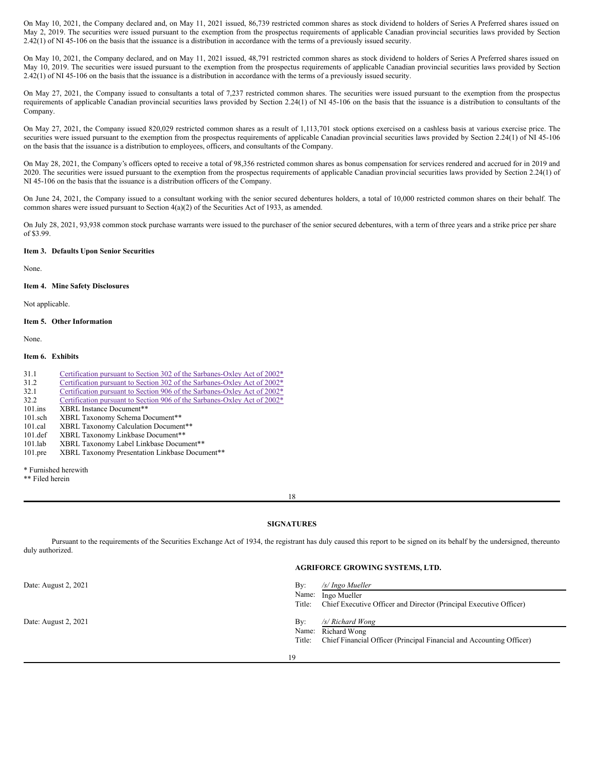On May 10, 2021, the Company declared and, on May 11, 2021 issued, 86,739 restricted common shares as stock dividend to holders of Series A Preferred shares issued on May 2, 2019. The securities were issued pursuant to the exemption from the prospectus requirements of applicable Canadian provincial securities laws provided by Section 2.42(1) of NI 45-106 on the basis that the issuance is a distribution in accordance with the terms of a previously issued security.

On May 10, 2021, the Company declared, and on May 11, 2021 issued, 48,791 restricted common shares as stock dividend to holders of Series A Preferred shares issued on May 10, 2019. The securities were issued pursuant to the exemption from the prospectus requirements of applicable Canadian provincial securities laws provided by Section 2.42(1) of NI 45-106 on the basis that the issuance is a distribution in accordance with the terms of a previously issued security.

On May 27, 2021, the Company issued to consultants a total of 7,237 restricted common shares. The securities were issued pursuant to the exemption from the prospectus requirements of applicable Canadian provincial securities laws provided by Section 2.24(1) of NI 45-106 on the basis that the issuance is a distribution to consultants of the Company.

On May 27, 2021, the Company issued 820,029 restricted common shares as a result of 1,113,701 stock options exercised on a cashless basis at various exercise price. The securities were issued pursuant to the exemption from the prospectus requirements of applicable Canadian provincial securities laws provided by Section 2.24(1) of NI 45-106 on the basis that the issuance is a distribution to employees, officers, and consultants of the Company.

On May 28, 2021, the Company's officers opted to receive a total of 98,356 restricted common shares as bonus compensation for services rendered and accrued for in 2019 and 2020. The securities were issued pursuant to the exemption from the prospectus requirements of applicable Canadian provincial securities laws provided by Section 2.24(1) of NI 45-106 on the basis that the issuance is a distribution officers of the Company.

On June 24, 2021, the Company issued to a consultant working with the senior secured debentures holders, a total of 10,000 restricted common shares on their behalf. The common shares were issued pursuant to Section 4(a)(2) of the Securities Act of 1933, as amended.

On July 28, 2021, 93,938 common stock purchase warrants were issued to the purchaser of the senior secured debentures, with a term of three years and a strike price per share of $3.99.

**Item 3. Defaults Upon Senior Securities**

None.

**Item 4. Mine Safety Disclosures**

Not applicable.

**Item 5. Other Information**

None.

**Item 6. Exhibits**

| | |
|---|---|
| 31.1 | Certification pursuant to Section 302 of the Sarbanes-Oxley Act of 2002* |
| 31.2 | Certification pursuant to Section 302 of the Sarbanes-Oxley Act of 2002* |
| 32.1 | Certification pursuant to Section 906 of the Sarbanes-Oxley Act of 2002* |
| 32.2 | Certification pursuant to Section 906 of the Sarbanes-Oxley Act of 2002* |
| 101.ins | XBRL Instance Document** |
| 101.sch | XBRL Taxonomy Schema Document** |
| 101.cal | XBRL Taxonomy Calculation Document** |
| 101.def | XBRL Taxonomy Linkbase Document** |
| 101.lab | XBRL Taxonomy Label Linkbase Document** |
| 101.pre | XBRL Taxonomy Presentation Linkbase Document** |

* Furnished herewith
** Filed herein

**SIGNATURES**

Pursuant to the requirements of the Securities Exchange Act of 1934, the registrant has duly caused this report to be signed on its behalf by the undersigned, thereunto duly authorized.

**AGRIFORCE GROWING SYSTEMS, LTD.**

| | | |
|---|---|---|
| Date: August 2, 2021 | By: | */s/ Ingo Mueller* |
| | Name: | Ingo Mueller |
| | Title: | Chief Executive Officer and Director (Principal Executive Officer) |
| Date: August 2, 2021 | By: | */s/ Richard Wong* |
| | Name: | Richard Wong |
| | Title: | Chief Financial Officer (Principal Financial and Accounting Officer) |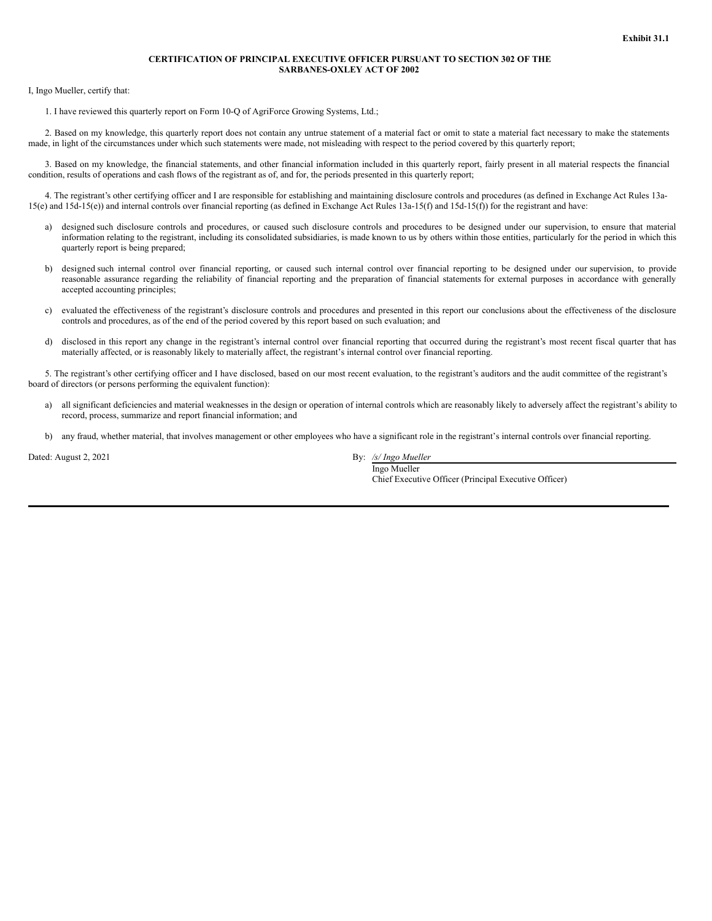**Exhibit 31.1**

**CERTIFICATION OF PRINCIPAL EXECUTIVE OFFICER PURSUANT TO SECTION 302 OF THE SARBANES-OXLEY ACT OF 2002**

I, Ingo Mueller, certify that:

1. I have reviewed this quarterly report on Form 10-Q of AgriForce Growing Systems, Ltd.;

2. Based on my knowledge, this quarterly report does not contain any untrue statement of a material fact or omit to state a material fact necessary to make the statements made, in light of the circumstances under which such statements were made, not misleading with respect to the period covered by this quarterly report;

3. Based on my knowledge, the financial statements, and other financial information included in this quarterly report, fairly present in all material respects the financial condition, results of operations and cash flows of the registrant as of, and for, the periods presented in this quarterly report;

4. The registrant's other certifying officer and I are responsible for establishing and maintaining disclosure controls and procedures (as defined in Exchange Act Rules 13a-15(e) and 15d-15(e)) and internal controls over financial reporting (as defined in Exchange Act Rules 13a-15(f) and 15d-15(f)) for the registrant and have:

a) designed such disclosure controls and procedures, or caused such disclosure controls and procedures to be designed under our supervision, to ensure that material information relating to the registrant, including its consolidated subsidiaries, is made known to us by others within those entities, particularly for the period in which this quarterly report is being prepared;

b) designed such internal control over financial reporting, or caused such internal control over financial reporting to be designed under our supervision, to provide reasonable assurance regarding the reliability of financial reporting and the preparation of financial statements for external purposes in accordance with generally accepted accounting principles;

c) evaluated the effectiveness of the registrant's disclosure controls and procedures and presented in this report our conclusions about the effectiveness of the disclosure controls and procedures, as of the end of the period covered by this report based on such evaluation; and

d) disclosed in this report any change in the registrant's internal control over financial reporting that occurred during the registrant's most recent fiscal quarter that has materially affected, or is reasonably likely to materially affect, the registrant's internal control over financial reporting.

5. The registrant's other certifying officer and I have disclosed, based on our most recent evaluation, to the registrant's auditors and the audit committee of the registrant's board of directors (or persons performing the equivalent function):

a) all significant deficiencies and material weaknesses in the design or operation of internal controls which are reasonably likely to adversely affect the registrant's ability to record, process, summarize and report financial information; and

b) any fraud, whether material, that involves management or other employees who have a significant role in the registrant's internal controls over financial reporting.

Dated: August 2, 2021

By: */s/ Ingo Mueller*
Ingo Mueller
Chief Executive Officer (Principal Executive Officer)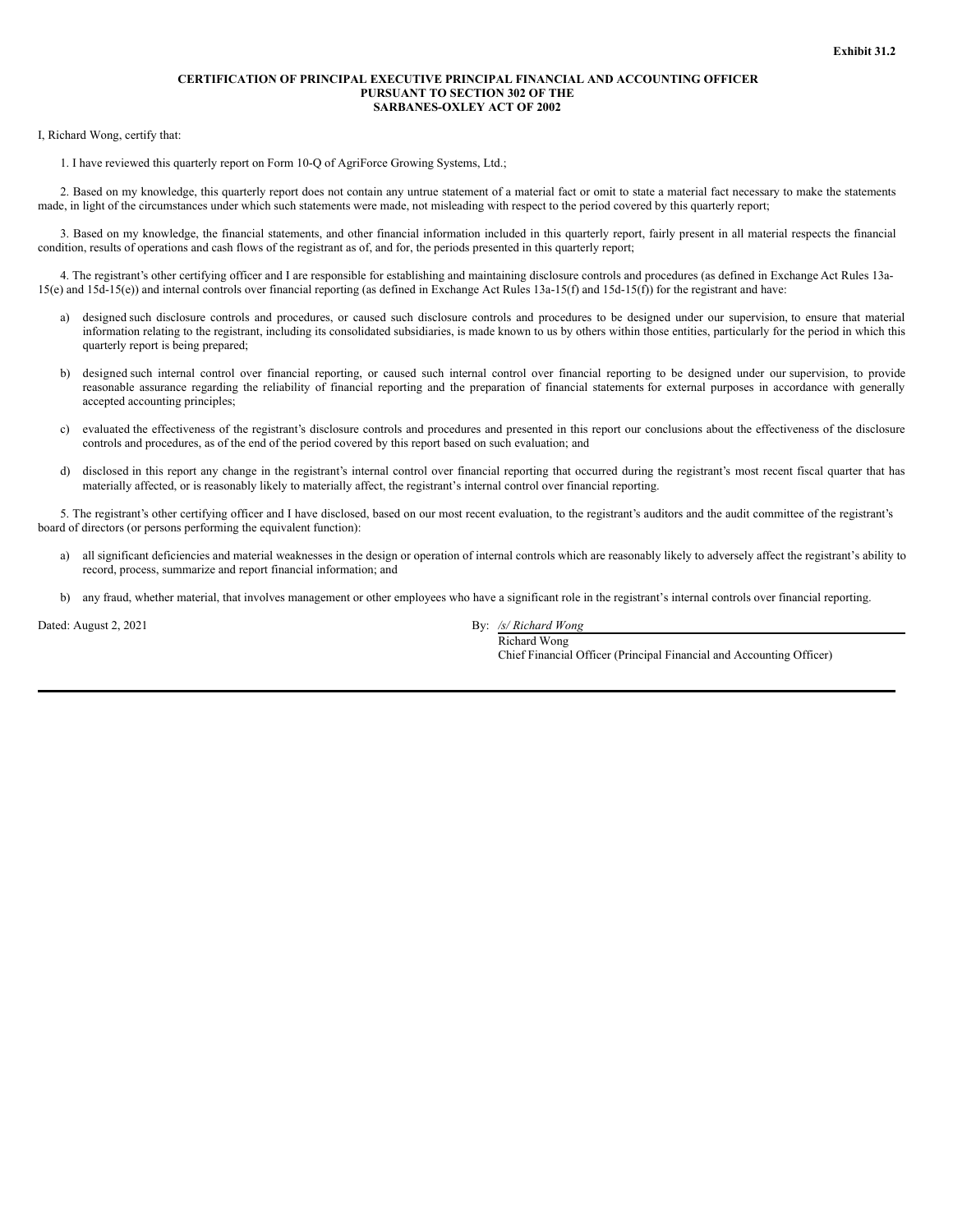**Exhibit 31.2**

**CERTIFICATION OF PRINCIPAL EXECUTIVE PRINCIPAL FINANCIAL AND ACCOUNTING OFFICER PURSUANT TO SECTION 302 OF THE SARBANES-OXLEY ACT OF 2002**

I, Richard Wong, certify that:

1. I have reviewed this quarterly report on Form 10-Q of AgriForce Growing Systems, Ltd.;

2. Based on my knowledge, this quarterly report does not contain any untrue statement of a material fact or omit to state a material fact necessary to make the statements made, in light of the circumstances under which such statements were made, not misleading with respect to the period covered by this quarterly report;

3. Based on my knowledge, the financial statements, and other financial information included in this quarterly report, fairly present in all material respects the financial condition, results of operations and cash flows of the registrant as of, and for, the periods presented in this quarterly report;

4. The registrant's other certifying officer and I are responsible for establishing and maintaining disclosure controls and procedures (as defined in Exchange Act Rules 13a-15(e) and 15d-15(e)) and internal controls over financial reporting (as defined in Exchange Act Rules 13a-15(f) and 15d-15(f)) for the registrant and have:

a) designed such disclosure controls and procedures, or caused such disclosure controls and procedures to be designed under our supervision, to ensure that material information relating to the registrant, including its consolidated subsidiaries, is made known to us by others within those entities, particularly for the period in which this quarterly report is being prepared;

b) designed such internal control over financial reporting, or caused such internal control over financial reporting to be designed under our supervision, to provide reasonable assurance regarding the reliability of financial reporting and the preparation of financial statements for external purposes in accordance with generally accepted accounting principles;

c) evaluated the effectiveness of the registrant's disclosure controls and procedures and presented in this report our conclusions about the effectiveness of the disclosure controls and procedures, as of the end of the period covered by this report based on such evaluation; and

d) disclosed in this report any change in the registrant's internal control over financial reporting that occurred during the registrant's most recent fiscal quarter that has materially affected, or is reasonably likely to materially affect, the registrant's internal control over financial reporting.

5. The registrant's other certifying officer and I have disclosed, based on our most recent evaluation, to the registrant's auditors and the audit committee of the registrant's board of directors (or persons performing the equivalent function):

a) all significant deficiencies and material weaknesses in the design or operation of internal controls which are reasonably likely to adversely affect the registrant's ability to record, process, summarize and report financial information; and

b) any fraud, whether material, that involves management or other employees who have a significant role in the registrant's internal controls over financial reporting.

Dated: August 2, 2021

By: */s/ Richard Wong*

Richard Wong

Chief Financial Officer (Principal Financial and Accounting Officer)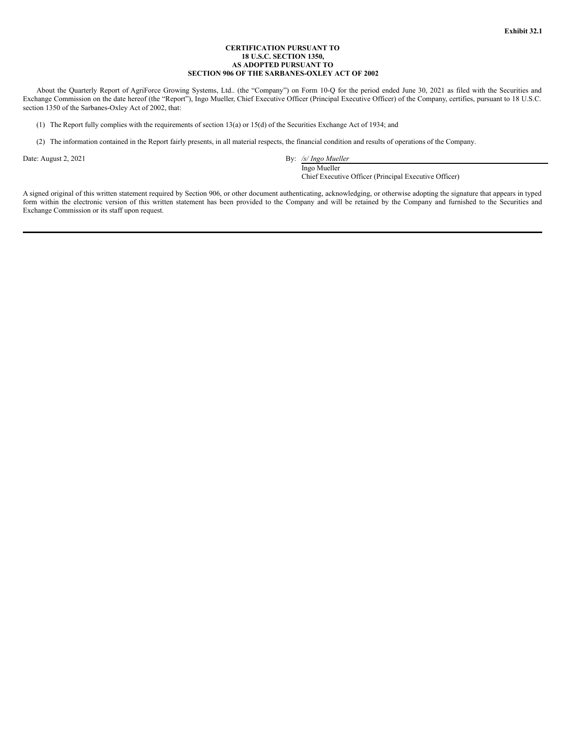**Exhibit 32.1**

**CERTIFICATION PURSUANT TO**
**18 U.S.C. SECTION 1350,**
**AS ADOPTED PURSUANT TO**
**SECTION 906 OF THE SARBANES-OXLEY ACT OF 2002**

About the Quarterly Report of AgriForce Growing Systems, Ltd.. (the "Company") on Form 10-Q for the period ended June 30, 2021 as filed with the Securities and Exchange Commission on the date hereof (the "Report"), Ingo Mueller, Chief Executive Officer (Principal Executive Officer) of the Company, certifies, pursuant to 18 U.S.C. section 1350 of the Sarbanes-Oxley Act of 2002, that:

(1) The Report fully complies with the requirements of section 13(a) or 15(d) of the Securities Exchange Act of 1934; and

(2) The information contained in the Report fairly presents, in all material respects, the financial condition and results of operations of the Company.

Date: August 2, 2021

By: */s/ Ingo Mueller*
Ingo Mueller
Chief Executive Officer (Principal Executive Officer)

A signed original of this written statement required by Section 906, or other document authenticating, acknowledging, or otherwise adopting the signature that appears in typed form within the electronic version of this written statement has been provided to the Company and will be retained by the Company and furnished to the Securities and Exchange Commission or its staff upon request.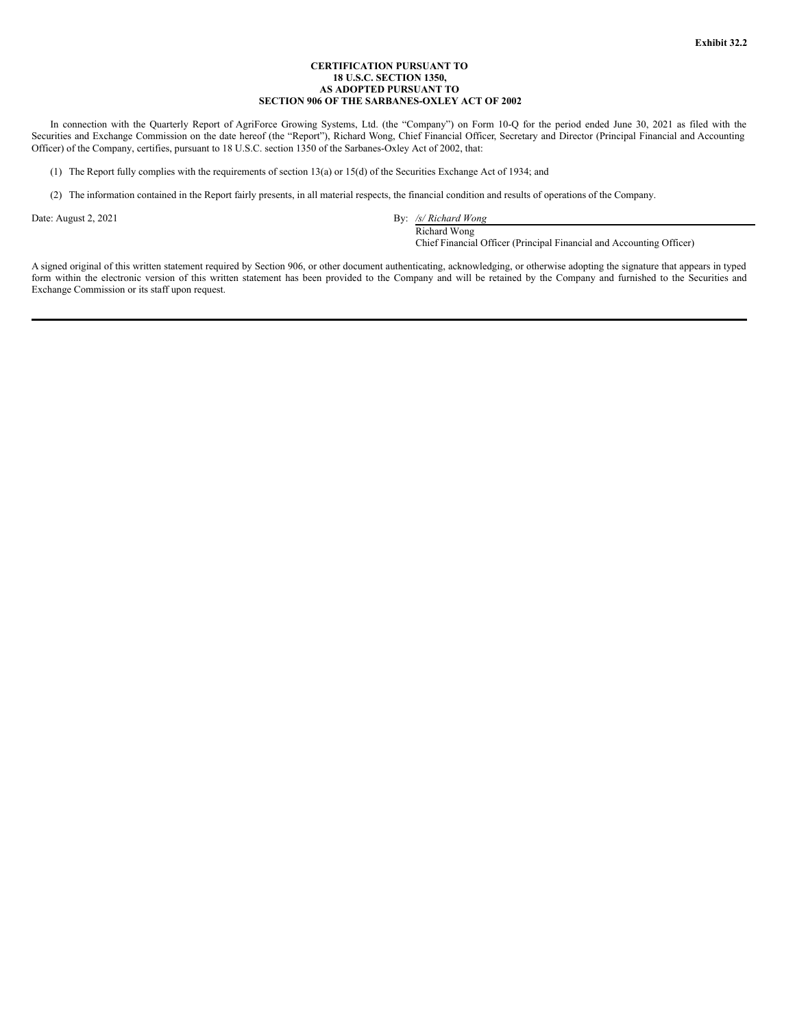**Exhibit 32.2**

**CERTIFICATION PURSUANT TO**
**18 U.S.C. SECTION 1350,**
**AS ADOPTED PURSUANT TO**
**SECTION 906 OF THE SARBANES-OXLEY ACT OF 2002**

In connection with the Quarterly Report of AgriForce Growing Systems, Ltd. (the "Company") on Form 10-Q for the period ended June 30, 2021 as filed with the Securities and Exchange Commission on the date hereof (the "Report"), Richard Wong, Chief Financial Officer, Secretary and Director (Principal Financial and Accounting Officer) of the Company, certifies, pursuant to 18 U.S.C. section 1350 of the Sarbanes-Oxley Act of 2002, that:

(1) The Report fully complies with the requirements of section 13(a) or 15(d) of the Securities Exchange Act of 1934; and

(2) The information contained in the Report fairly presents, in all material respects, the financial condition and results of operations of the Company.

Date: August 2, 2021

By: */s/ Richard Wong*
Richard Wong
Chief Financial Officer (Principal Financial and Accounting Officer)

A signed original of this written statement required by Section 906, or other document authenticating, acknowledging, or otherwise adopting the signature that appears in typed form within the electronic version of this written statement has been provided to the Company and will be retained by the Company and furnished to the Securities and Exchange Commission or its staff upon request.